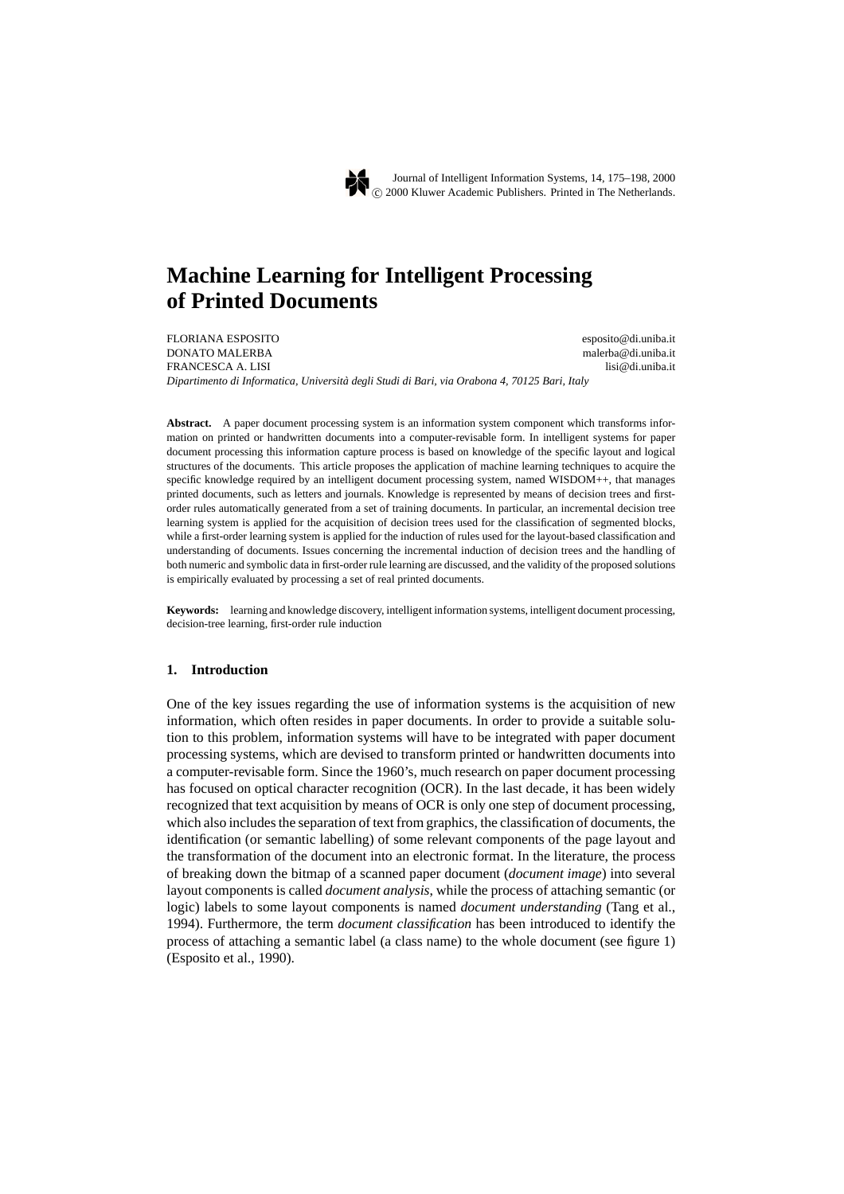# Machine Learning for Intelligent Processing of Printed Documents

FLORIANA ESPOSITO esposito@di.uniba.it
DONATO MALERBA malerba@di.uniba.it
FRANCESCA A. LISI lisi@di.uniba.it
*Dipartimento di Informatica, Università degli Studi di Bari, via Orabona 4, 70125 Bari, Italy*

**Abstract.** A paper document processing system is an information system component which transforms information on printed or handwritten documents into a computer-revisable form. In intelligent systems for paper document processing this information capture process is based on knowledge of the specific layout and logical structures of the documents. This article proposes the application of machine learning techniques to acquire the specific knowledge required by an intelligent document processing system, named WISDOM++, that manages printed documents, such as letters and journals. Knowledge is represented by means of decision trees and first-order rules automatically generated from a set of training documents. In particular, an incremental decision tree learning system is applied for the acquisition of decision trees used for the classification of segmented blocks, while a first-order learning system is applied for the induction of rules used for the layout-based classification and understanding of documents. Issues concerning the incremental induction of decision trees and the handling of both numeric and symbolic data in first-order rule learning are discussed, and the validity of the proposed solutions is empirically evaluated by processing a set of real printed documents.

**Keywords:** learning and knowledge discovery, intelligent information systems, intelligent document processing, decision-tree learning, first-order rule induction

## 1. Introduction

One of the key issues regarding the use of information systems is the acquisition of new information, which often resides in paper documents. In order to provide a suitable solution to this problem, information systems will have to be integrated with paper document processing systems, which are devised to transform printed or handwritten documents into a computer-revisable form. Since the 1960's, much research on paper document processing has focused on optical character recognition (OCR). In the last decade, it has been widely recognized that text acquisition by means of OCR is only one step of document processing, which also includes the separation of text from graphics, the classification of documents, the identification (or semantic labelling) of some relevant components of the page layout and the transformation of the document into an electronic format. In the literature, the process of breaking down the bitmap of a scanned paper document (*document image*) into several layout components is called *document analysis*, while the process of attaching semantic (or logic) labels to some layout components is named *document understanding* (Tang et al., 1994). Furthermore, the term *document classification* has been introduced to identify the process of attaching a semantic label (a class name) to the whole document (see figure 1) (Esposito et al., 1990).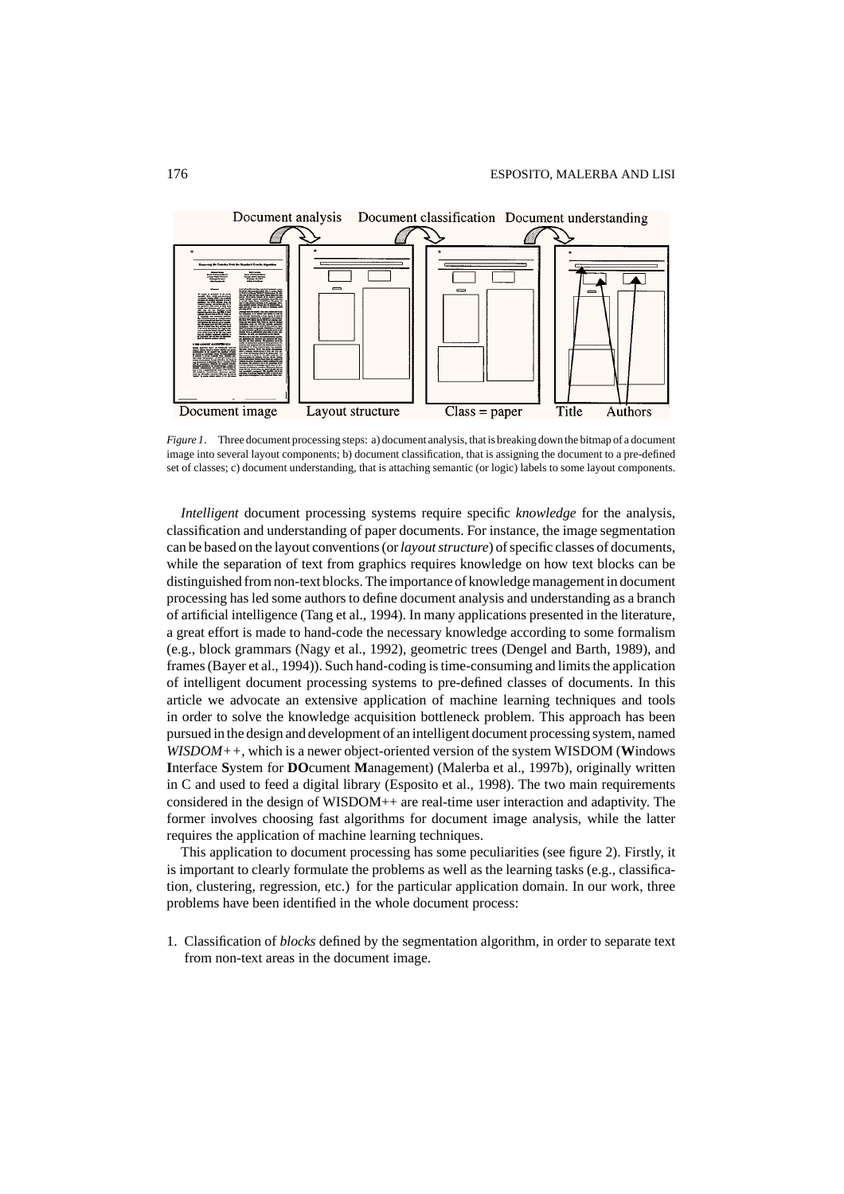*Figure 1*. Three document processing steps: a) document analysis, that is breaking down the bitmap of a document image into several layout components; b) document classification, that is assigning the document to a pre-defined set of classes; c) document understanding, that is attaching semantic (or logic) labels to some layout components.

*Intelligent* document processing systems require specific *knowledge* for the analysis, classification and understanding of paper documents. For instance, the image segmentation can be based on the layout conventions (or *layout structure*) of specific classes of documents, while the separation of text from graphics requires knowledge on how text blocks can be distinguished from non-text blocks. The importance of knowledge management in document processing has led some authors to define document analysis and understanding as a branch of artificial intelligence (Tang et al., 1994). In many applications presented in the literature, a great effort is made to hand-code the necessary knowledge according to some formalism (e.g., block grammars (Nagy et al., 1992), geometric trees (Dengel and Barth, 1989), and frames (Bayer et al., 1994)). Such hand-coding is time-consuming and limits the application of intelligent document processing systems to pre-defined classes of documents. In this article we advocate an extensive application of machine learning techniques and tools in order to solve the knowledge acquisition bottleneck problem. This approach has been pursued in the design and development of an intelligent document processing system, named *WISDOM++*, which is a newer object-oriented version of the system WISDOM (**W**indows **I**nterface **S**ystem for **DO**cument **M**anagement) (Malerba et al., 1997b), originally written in C and used to feed a digital library (Esposito et al., 1998). The two main requirements considered in the design of WISDOM++ are real-time user interaction and adaptivity. The former involves choosing fast algorithms for document image analysis, while the latter requires the application of machine learning techniques.

This application to document processing has some peculiarities (see figure 2). Firstly, it is important to clearly formulate the problems as well as the learning tasks (e.g., classification, clustering, regression, etc.) for the particular application domain. In our work, three problems have been identified in the whole document process:

1. Classification of *blocks* defined by the segmentation algorithm, in order to separate text from non-text areas in the document image.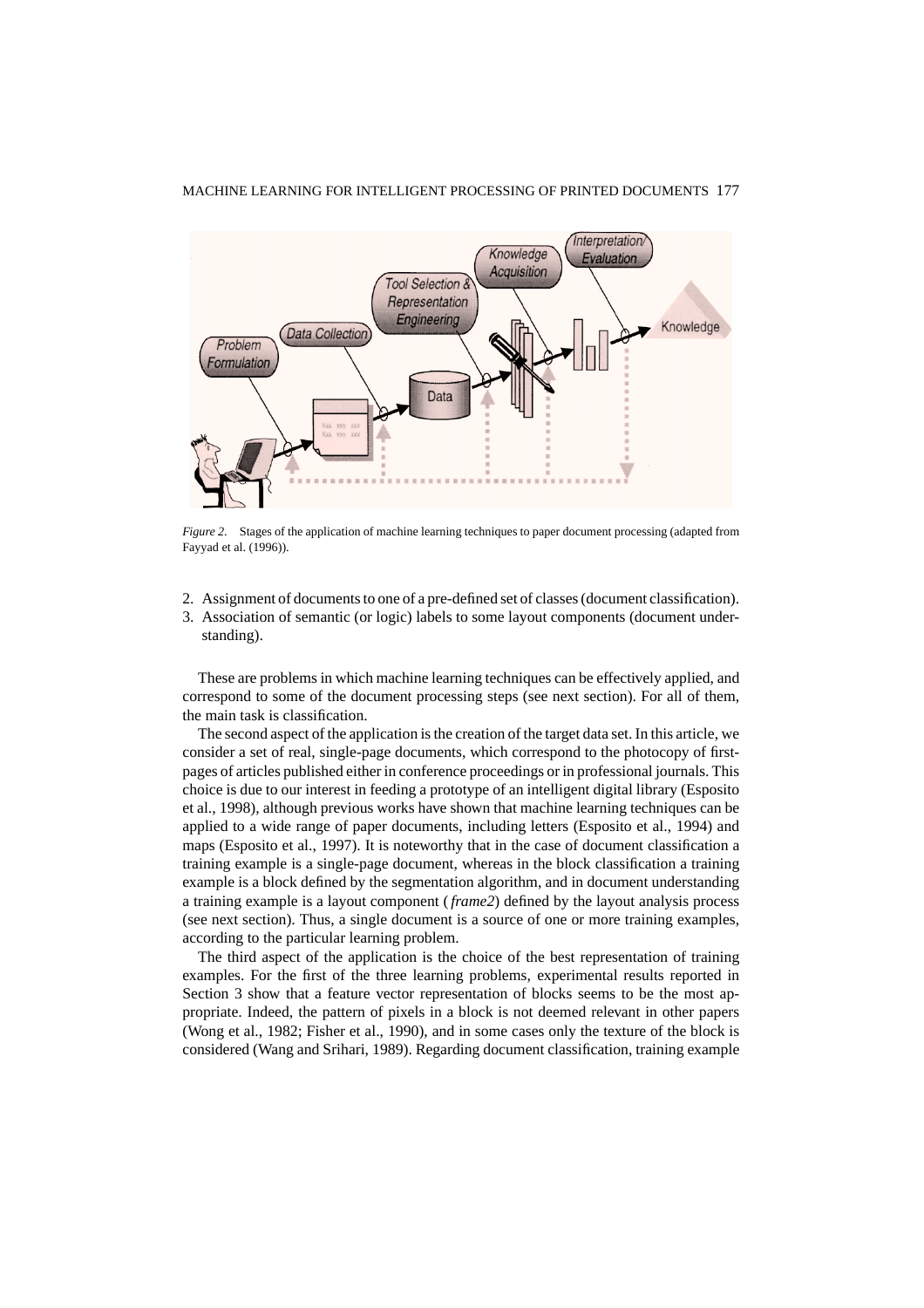*Figure 2.* Stages of the application of machine learning techniques to paper document processing (adapted from Fayyad et al. (1996)).

2. Assignment of documents to one of a pre-defined set of classes (document classification).
3. Association of semantic (or logic) labels to some layout components (document understanding).

These are problems in which machine learning techniques can be effectively applied, and correspond to some of the document processing steps (see next section). For all of them, the main task is classification.

The second aspect of the application is the creation of the target data set. In this article, we consider a set of real, single-page documents, which correspond to the photocopy of first-pages of articles published either in conference proceedings or in professional journals. This choice is due to our interest in feeding a prototype of an intelligent digital library (Esposito et al., 1998), although previous works have shown that machine learning techniques can be applied to a wide range of paper documents, including letters (Esposito et al., 1994) and maps (Esposito et al., 1997). It is noteworthy that in the case of document classification a training example is a single-page document, whereas in the block classification a training example is a block defined by the segmentation algorithm, and in document understanding a training example is a layout component ( *frame2*) defined by the layout analysis process (see next section). Thus, a single document is a source of one or more training examples, according to the particular learning problem.

The third aspect of the application is the choice of the best representation of training examples. For the first of the three learning problems, experimental results reported in Section 3 show that a feature vector representation of blocks seems to be the most appropriate. Indeed, the pattern of pixels in a block is not deemed relevant in other papers (Wong et al., 1982; Fisher et al., 1990), and in some cases only the texture of the block is considered (Wang and Srihari, 1989). Regarding document classification, training example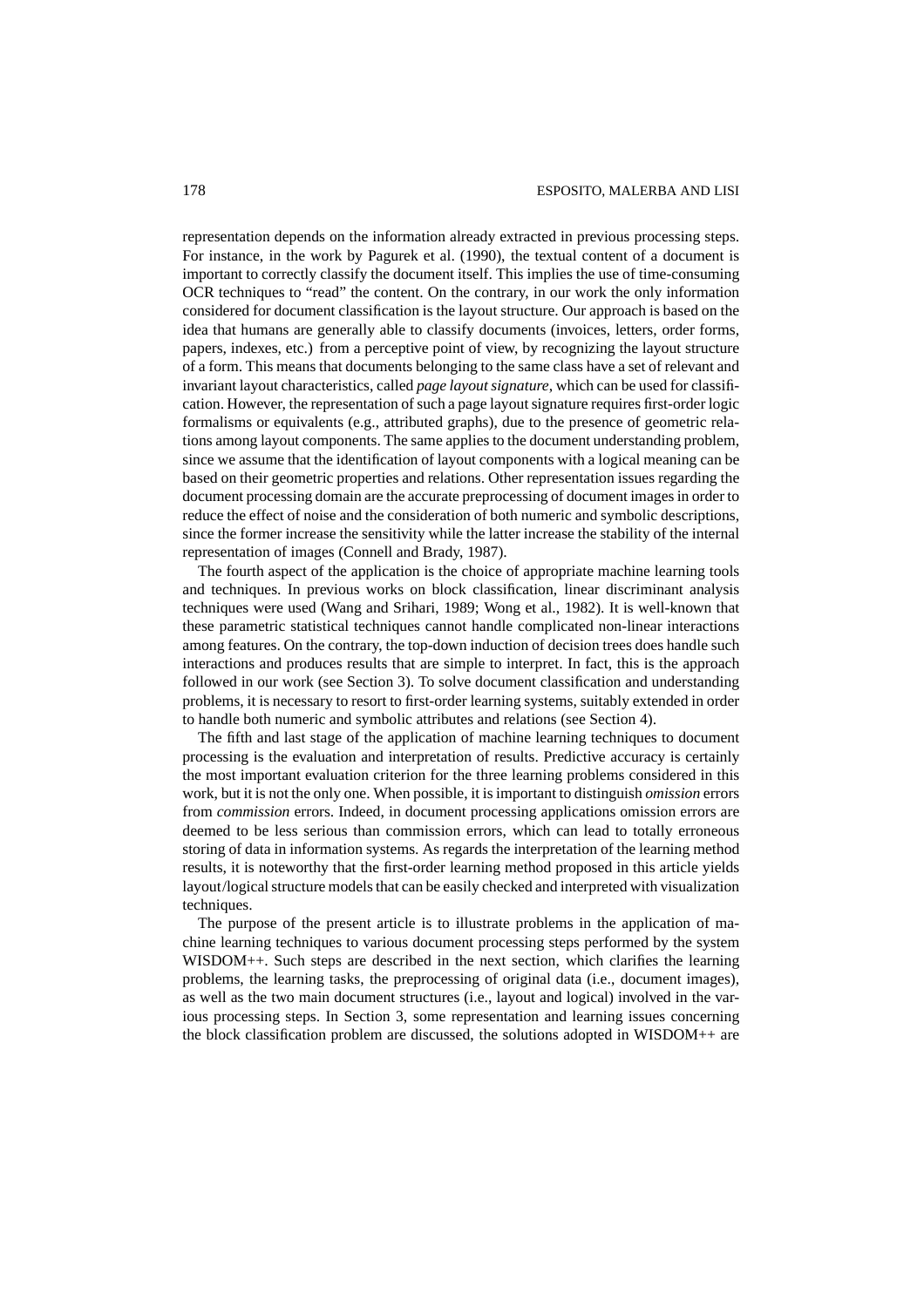representation depends on the information already extracted in previous processing steps. For instance, in the work by Pagurek et al. (1990), the textual content of a document is important to correctly classify the document itself. This implies the use of time-consuming OCR techniques to "read" the content. On the contrary, in our work the only information considered for document classification is the layout structure. Our approach is based on the idea that humans are generally able to classify documents (invoices, letters, order forms, papers, indexes, etc.) from a perceptive point of view, by recognizing the layout structure of a form. This means that documents belonging to the same class have a set of relevant and invariant layout characteristics, called *page layout signature*, which can be used for classification. However, the representation of such a page layout signature requires first-order logic formalisms or equivalents (e.g., attributed graphs), due to the presence of geometric relations among layout components. The same applies to the document understanding problem, since we assume that the identification of layout components with a logical meaning can be based on their geometric properties and relations. Other representation issues regarding the document processing domain are the accurate preprocessing of document images in order to reduce the effect of noise and the consideration of both numeric and symbolic descriptions, since the former increase the sensitivity while the latter increase the stability of the internal representation of images (Connell and Brady, 1987).

The fourth aspect of the application is the choice of appropriate machine learning tools and techniques. In previous works on block classification, linear discriminant analysis techniques were used (Wang and Srihari, 1989; Wong et al., 1982). It is well-known that these parametric statistical techniques cannot handle complicated non-linear interactions among features. On the contrary, the top-down induction of decision trees does handle such interactions and produces results that are simple to interpret. In fact, this is the approach followed in our work (see Section 3). To solve document classification and understanding problems, it is necessary to resort to first-order learning systems, suitably extended in order to handle both numeric and symbolic attributes and relations (see Section 4).

The fifth and last stage of the application of machine learning techniques to document processing is the evaluation and interpretation of results. Predictive accuracy is certainly the most important evaluation criterion for the three learning problems considered in this work, but it is not the only one. When possible, it is important to distinguish *omission* errors from *commission* errors. Indeed, in document processing applications omission errors are deemed to be less serious than commission errors, which can lead to totally erroneous storing of data in information systems. As regards the interpretation of the learning method results, it is noteworthy that the first-order learning method proposed in this article yields layout/logical structure models that can be easily checked and interpreted with visualization techniques.

The purpose of the present article is to illustrate problems in the application of machine learning techniques to various document processing steps performed by the system WISDOM++. Such steps are described in the next section, which clarifies the learning problems, the learning tasks, the preprocessing of original data (i.e., document images), as well as the two main document structures (i.e., layout and logical) involved in the various processing steps. In Section 3, some representation and learning issues concerning the block classification problem are discussed, the solutions adopted in WISDOM++ are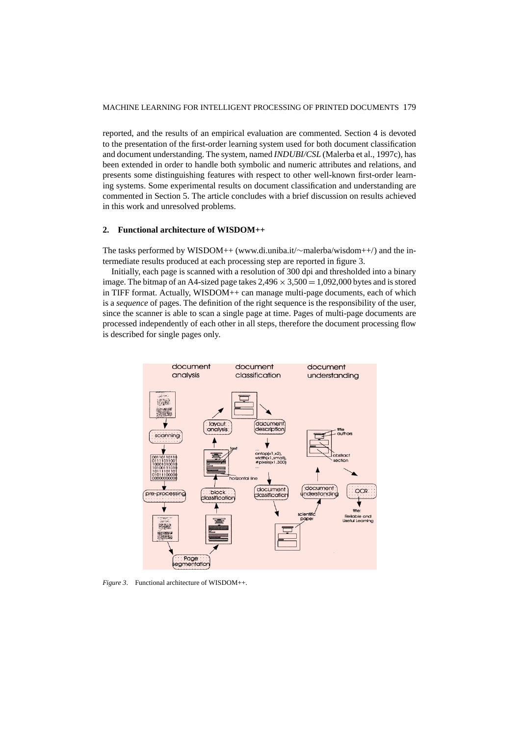reported, and the results of an empirical evaluation are commented. Section 4 is devoted to the presentation of the first-order learning system used for both document classification and document understanding. The system, named *INDUBI/CSL* (Malerba et al., 1997c), has been extended in order to handle both symbolic and numeric attributes and relations, and presents some distinguishing features with respect to other well-known first-order learning systems. Some experimental results on document classification and understanding are commented in Section 5. The article concludes with a brief discussion on results achieved in this work and unresolved problems.

## 2. Functional architecture of WISDOM++

The tasks performed by WISDOM++ (www.di.uniba.it/~malerba/wisdom++/) and the intermediate results produced at each processing step are reported in figure 3.

Initially, each page is scanned with a resolution of 300 dpi and thresholded into a binary image. The bitmap of an A4-sized page takes $2{,}496 \times 3{,}500 = 1{,}092{,}000$ bytes and is stored in TIFF format. Actually, WISDOM++ can manage multi-page documents, each of which is a *sequence* of pages. The definition of the right sequence is the responsibility of the user, since the scanner is able to scan a single page at time. Pages of multi-page documents are processed independently of each other in all steps, therefore the document processing flow is described for single pages only.

*Figure 3*. Functional architecture of WISDOM++.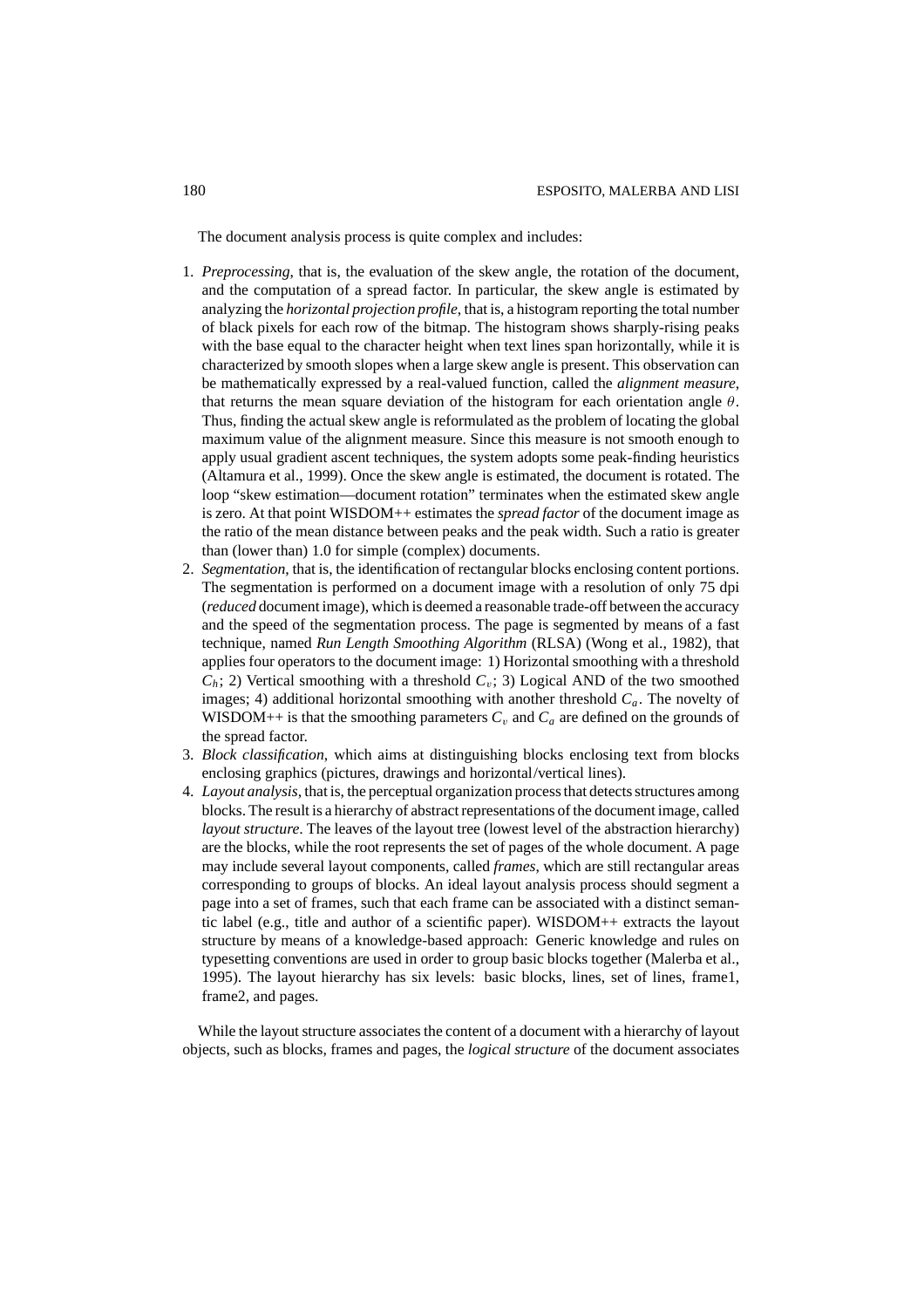The document analysis process is quite complex and includes:

1. *Preprocessing*, that is, the evaluation of the skew angle, the rotation of the document, and the computation of a spread factor. In particular, the skew angle is estimated by analyzing the *horizontal projection profile*, that is, a histogram reporting the total number of black pixels for each row of the bitmap. The histogram shows sharply-rising peaks with the base equal to the character height when text lines span horizontally, while it is characterized by smooth slopes when a large skew angle is present. This observation can be mathematically expressed by a real-valued function, called the *alignment measure*, that returns the mean square deviation of the histogram for each orientation angle $\theta$. Thus, finding the actual skew angle is reformulated as the problem of locating the global maximum value of the alignment measure. Since this measure is not smooth enough to apply usual gradient ascent techniques, the system adopts some peak-finding heuristics (Altamura et al., 1999). Once the skew angle is estimated, the document is rotated. The loop "skew estimation—document rotation" terminates when the estimated skew angle is zero. At that point WISDOM++ estimates the *spread factor* of the document image as the ratio of the mean distance between peaks and the peak width. Such a ratio is greater than (lower than) 1.0 for simple (complex) documents.
2. *Segmentation*, that is, the identification of rectangular blocks enclosing content portions. The segmentation is performed on a document image with a resolution of only 75 dpi (*reduced* document image), which is deemed a reasonable trade-off between the accuracy and the speed of the segmentation process. The page is segmented by means of a fast technique, named *Run Length Smoothing Algorithm* (RLSA) (Wong et al., 1982), that applies four operators to the document image: 1) Horizontal smoothing with a threshold $C_h$; 2) Vertical smoothing with a threshold $C_v$; 3) Logical AND of the two smoothed images; 4) additional horizontal smoothing with another threshold $C_a$. The novelty of WISDOM++ is that the smoothing parameters $C_v$ and $C_a$ are defined on the grounds of the spread factor.
3. *Block classification*, which aims at distinguishing blocks enclosing text from blocks enclosing graphics (pictures, drawings and horizontal/vertical lines).
4. *Layout analysis*, that is, the perceptual organization process that detects structures among blocks. The result is a hierarchy of abstract representations of the document image, called *layout structure*. The leaves of the layout tree (lowest level of the abstraction hierarchy) are the blocks, while the root represents the set of pages of the whole document. A page may include several layout components, called *frames*, which are still rectangular areas corresponding to groups of blocks. An ideal layout analysis process should segment a page into a set of frames, such that each frame can be associated with a distinct semantic label (e.g., title and author of a scientific paper). WISDOM++ extracts the layout structure by means of a knowledge-based approach: Generic knowledge and rules on typesetting conventions are used in order to group basic blocks together (Malerba et al., 1995). The layout hierarchy has six levels: basic blocks, lines, set of lines, frame1, frame2, and pages.

While the layout structure associates the content of a document with a hierarchy of layout objects, such as blocks, frames and pages, the *logical structure* of the document associates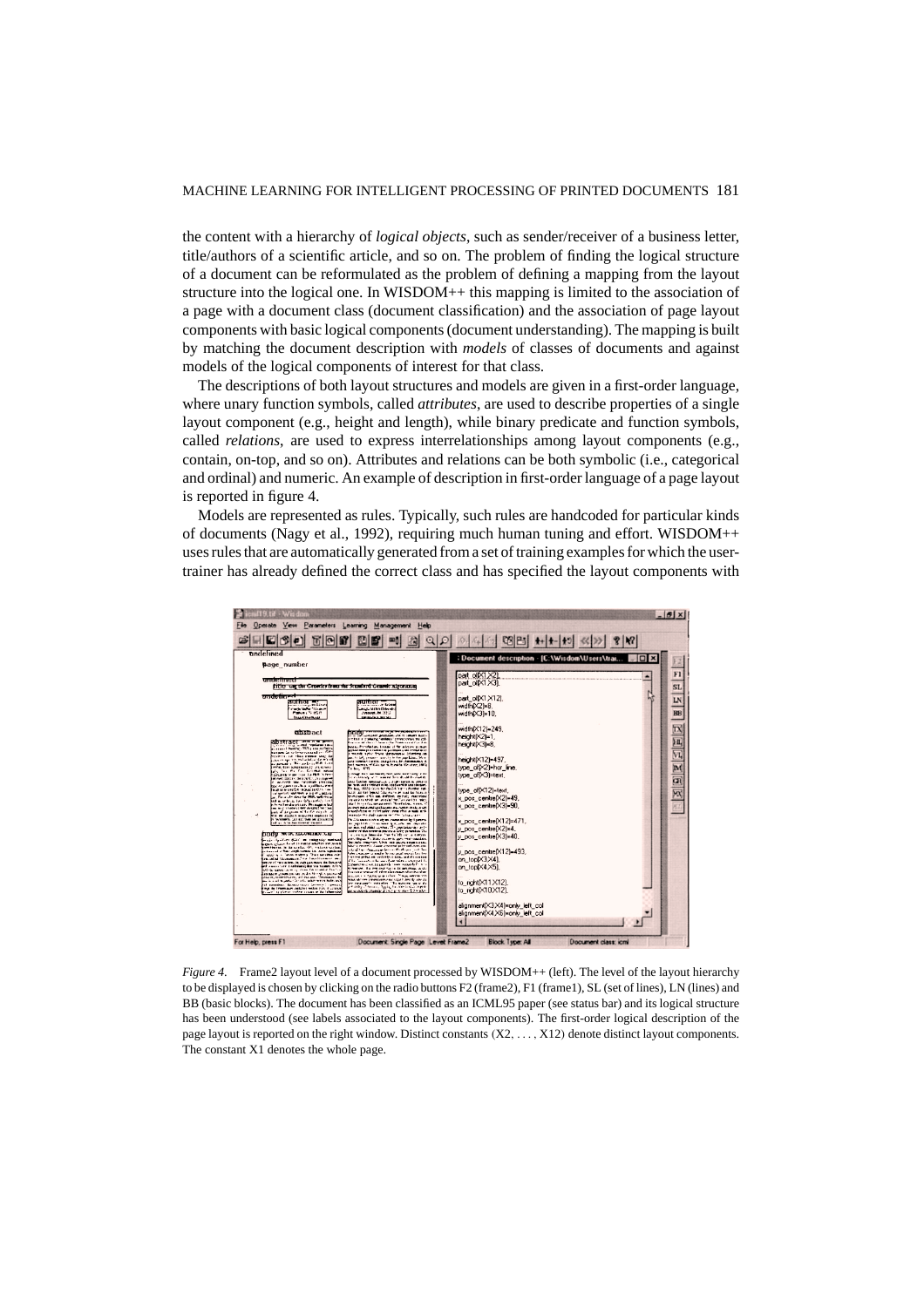the content with a hierarchy of *logical objects*, such as sender/receiver of a business letter, title/authors of a scientific article, and so on. The problem of finding the logical structure of a document can be reformulated as the problem of defining a mapping from the layout structure into the logical one. In WISDOM++ this mapping is limited to the association of a page with a document class (document classification) and the association of page layout components with basic logical components (document understanding). The mapping is built by matching the document description with *models* of classes of documents and against models of the logical components of interest for that class.

The descriptions of both layout structures and models are given in a first-order language, where unary function symbols, called *attributes*, are used to describe properties of a single layout component (e.g., height and length), while binary predicate and function symbols, called *relations*, are used to express interrelationships among layout components (e.g., contain, on-top, and so on). Attributes and relations can be both symbolic (i.e., categorical and ordinal) and numeric. An example of description in first-order language of a page layout is reported in figure 4.

Models are represented as rules. Typically, such rules are handcoded for particular kinds of documents (Nagy et al., 1992), requiring much human tuning and effort. WISDOM++ uses rules that are automatically generated from a set of training examples for which the user-trainer has already defined the correct class and has specified the layout components with

*Figure 4*. Frame2 layout level of a document processed by WISDOM++ (left). The level of the layout hierarchy to be displayed is chosen by clicking on the radio buttons F2 (frame2), F1 (frame1), SL (set of lines), LN (lines) and BB (basic blocks). The document has been classified as an ICML95 paper (see status bar) and its logical structure has been understood (see labels associated to the layout components). The first-order logical description of the page layout is reported on the right window. Distinct constants (X2, ..., X12) denote distinct layout components. The constant X1 denotes the whole page.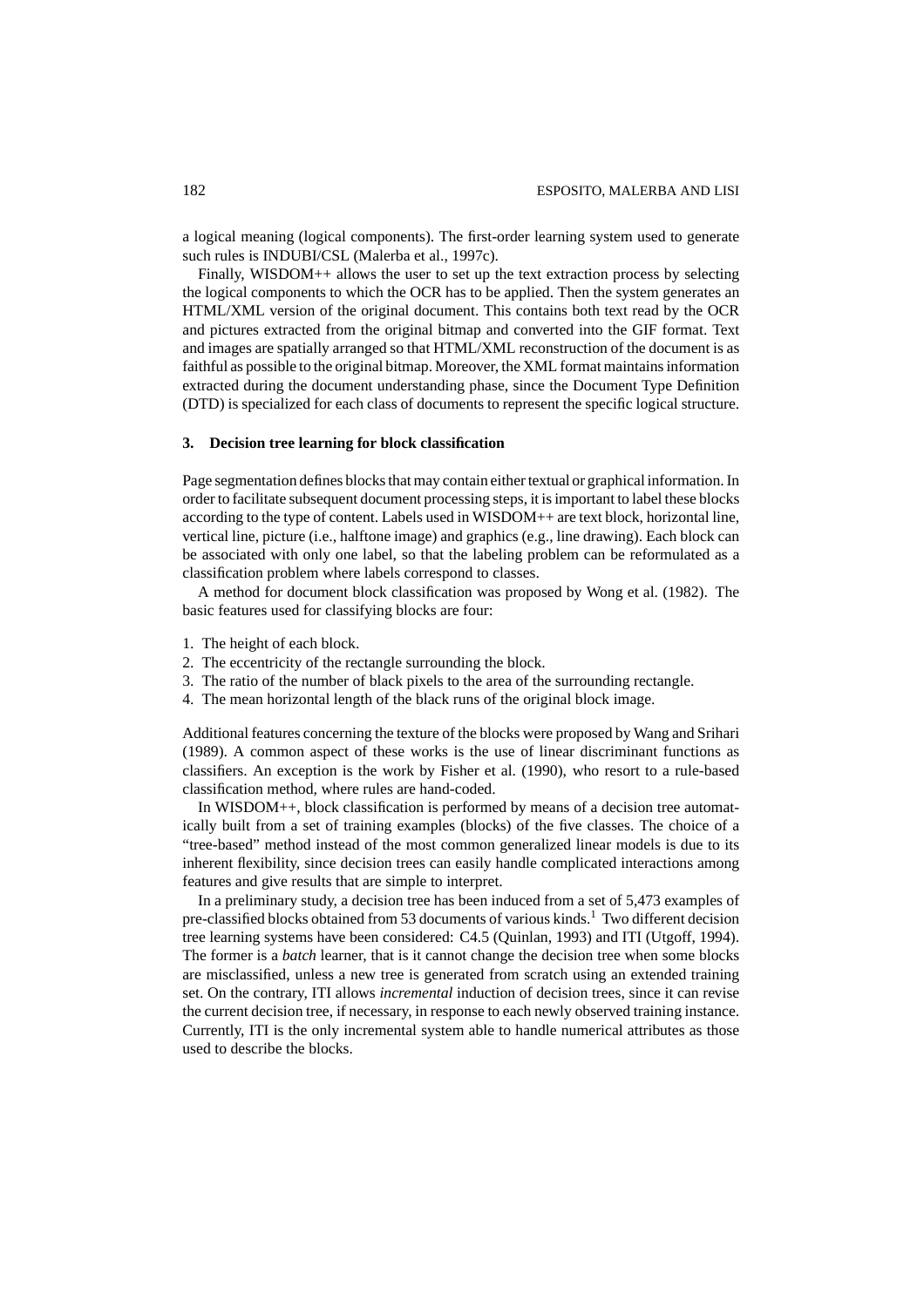a logical meaning (logical components). The first-order learning system used to generate such rules is INDUBI/CSL (Malerba et al., 1997c).

Finally, WISDOM++ allows the user to set up the text extraction process by selecting the logical components to which the OCR has to be applied. Then the system generates an HTML/XML version of the original document. This contains both text read by the OCR and pictures extracted from the original bitmap and converted into the GIF format. Text and images are spatially arranged so that HTML/XML reconstruction of the document is as faithful as possible to the original bitmap. Moreover, the XML format maintains information extracted during the document understanding phase, since the Document Type Definition (DTD) is specialized for each class of documents to represent the specific logical structure.

### 3. Decision tree learning for block classification

Page segmentation defines blocks that may contain either textual or graphical information. In order to facilitate subsequent document processing steps, it is important to label these blocks according to the type of content. Labels used in WISDOM++ are text block, horizontal line, vertical line, picture (i.e., halftone image) and graphics (e.g., line drawing). Each block can be associated with only one label, so that the labeling problem can be reformulated as a classification problem where labels correspond to classes.

A method for document block classification was proposed by Wong et al. (1982). The basic features used for classifying blocks are four:

1. The height of each block.
2. The eccentricity of the rectangle surrounding the block.
3. The ratio of the number of black pixels to the area of the surrounding rectangle.
4. The mean horizontal length of the black runs of the original block image.

Additional features concerning the texture of the blocks were proposed by Wang and Srihari (1989). A common aspect of these works is the use of linear discriminant functions as classifiers. An exception is the work by Fisher et al. (1990), who resort to a rule-based classification method, where rules are hand-coded.

In WISDOM++, block classification is performed by means of a decision tree automatically built from a set of training examples (blocks) of the five classes. The choice of a "tree-based" method instead of the most common generalized linear models is due to its inherent flexibility, since decision trees can easily handle complicated interactions among features and give results that are simple to interpret.

In a preliminary study, a decision tree has been induced from a set of 5,473 examples of pre-classified blocks obtained from 53 documents of various kinds.[1] Two different decision tree learning systems have been considered: C4.5 (Quinlan, 1993) and ITI (Utgoff, 1994). The former is a *batch* learner, that is it cannot change the decision tree when some blocks are misclassified, unless a new tree is generated from scratch using an extended training set. On the contrary, ITI allows *incremental* induction of decision trees, since it can revise the current decision tree, if necessary, in response to each newly observed training instance. Currently, ITI is the only incremental system able to handle numerical attributes as those used to describe the blocks.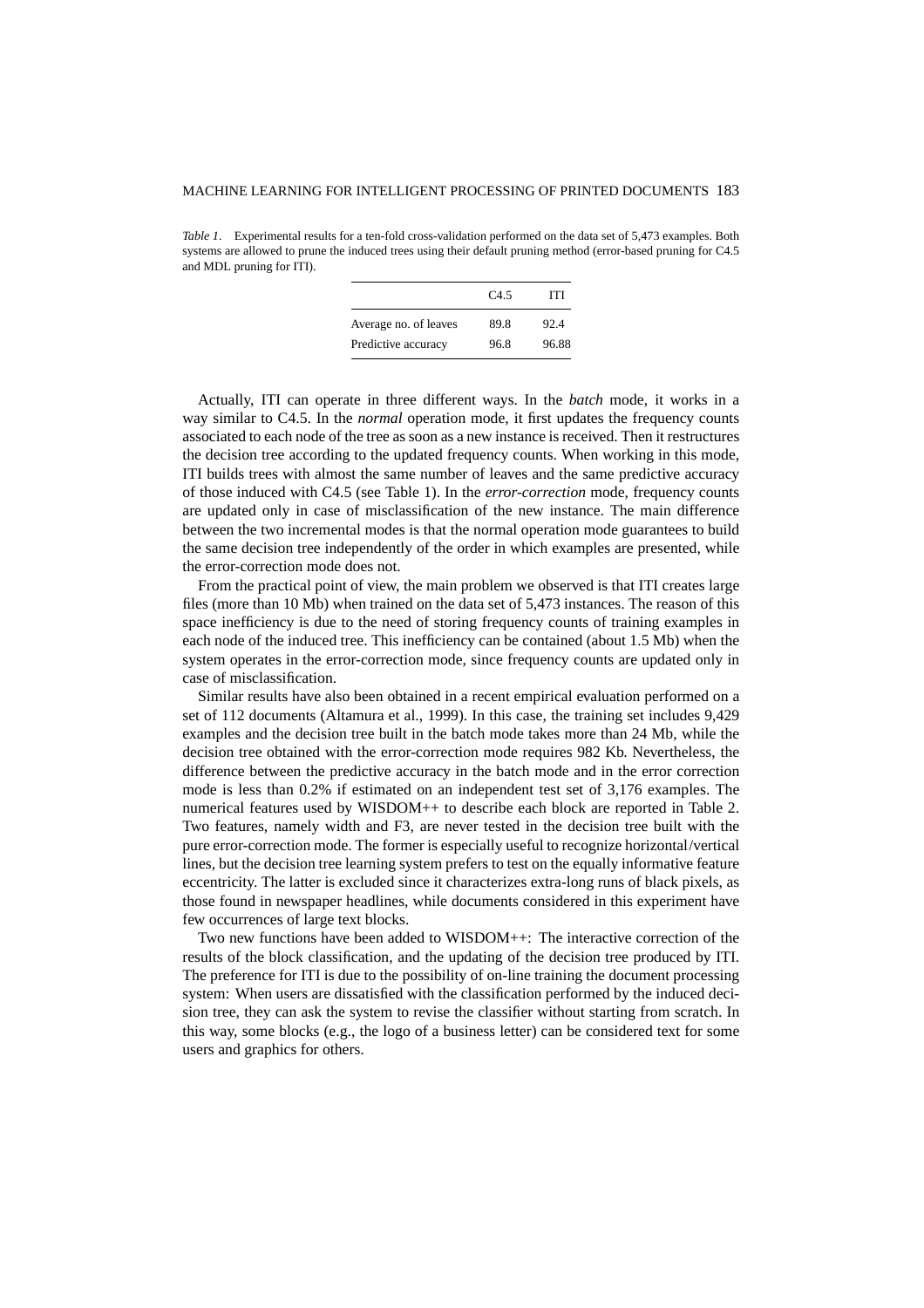*Table 1*. Experimental results for a ten-fold cross-validation performed on the data set of 5,473 examples. Both systems are allowed to prune the induced trees using their default pruning method (error-based pruning for C4.5 and MDL pruning for ITI).

| | C4.5 | ITI |
|---|---|---|
| Average no. of leaves | 89.8 | 92.4 |
| Predictive accuracy | 96.8 | 96.88 |

Actually, ITI can operate in three different ways. In the *batch* mode, it works in a way similar to C4.5. In the *normal* operation mode, it first updates the frequency counts associated to each node of the tree as soon as a new instance is received. Then it restructures the decision tree according to the updated frequency counts. When working in this mode, ITI builds trees with almost the same number of leaves and the same predictive accuracy of those induced with C4.5 (see Table 1). In the *error-correction* mode, frequency counts are updated only in case of misclassification of the new instance. The main difference between the two incremental modes is that the normal operation mode guarantees to build the same decision tree independently of the order in which examples are presented, while the error-correction mode does not.

From the practical point of view, the main problem we observed is that ITI creates large files (more than 10 Mb) when trained on the data set of 5,473 instances. The reason of this space inefficiency is due to the need of storing frequency counts of training examples in each node of the induced tree. This inefficiency can be contained (about 1.5 Mb) when the system operates in the error-correction mode, since frequency counts are updated only in case of misclassification.

Similar results have also been obtained in a recent empirical evaluation performed on a set of 112 documents (Altamura et al., 1999). In this case, the training set includes 9,429 examples and the decision tree built in the batch mode takes more than 24 Mb, while the decision tree obtained with the error-correction mode requires 982 Kb. Nevertheless, the difference between the predictive accuracy in the batch mode and in the error correction mode is less than 0.2% if estimated on an independent test set of 3,176 examples. The numerical features used by WISDOM++ to describe each block are reported in Table 2. Two features, namely width and F3, are never tested in the decision tree built with the pure error-correction mode. The former is especially useful to recognize horizontal/vertical lines, but the decision tree learning system prefers to test on the equally informative feature eccentricity. The latter is excluded since it characterizes extra-long runs of black pixels, as those found in newspaper headlines, while documents considered in this experiment have few occurrences of large text blocks.

Two new functions have been added to WISDOM++: The interactive correction of the results of the block classification, and the updating of the decision tree produced by ITI. The preference for ITI is due to the possibility of on-line training the document processing system: When users are dissatisfied with the classification performed by the induced decision tree, they can ask the system to revise the classifier without starting from scratch. In this way, some blocks (e.g., the logo of a business letter) can be considered text for some users and graphics for others.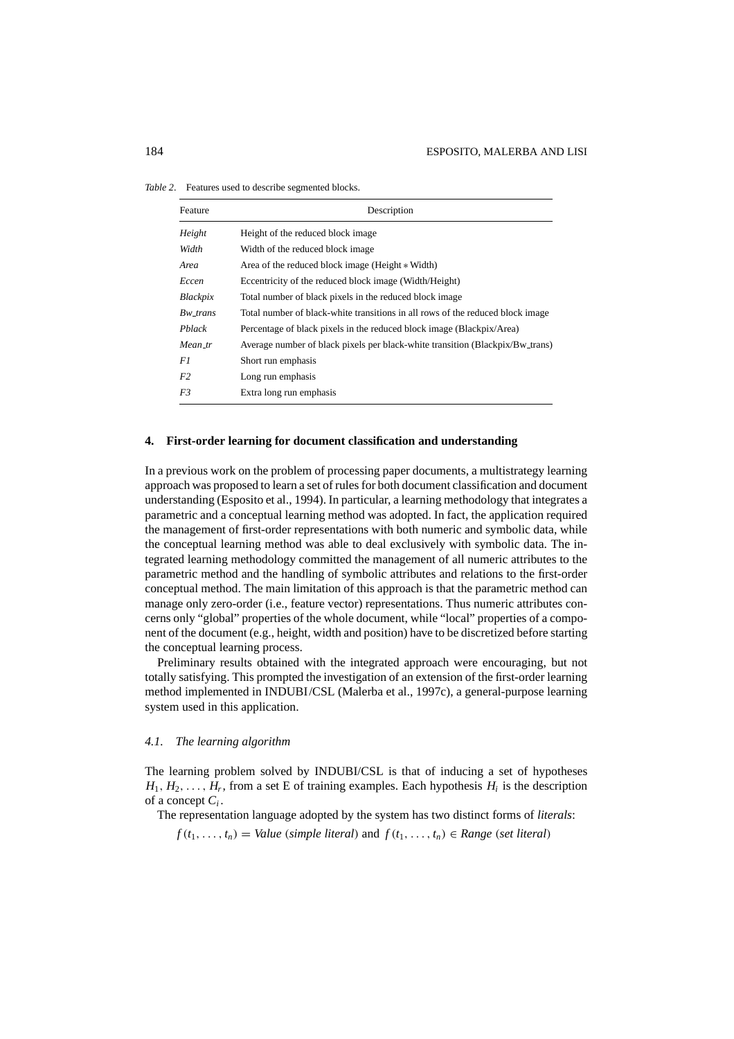*Table 2*. Features used to describe segmented blocks.

| Feature | Description |
|---|---|
| *Height* | Height of the reduced block image |
| *Width* | Width of the reduced block image |
| *Area* | Area of the reduced block image (Height * Width) |
| *Eccen* | Eccentricity of the reduced block image (Width/Height) |
| *Blackpix* | Total number of black pixels in the reduced block image |
| *Bw_trans* | Total number of black-white transitions in all rows of the reduced block image |
| *Pblack* | Percentage of black pixels in the reduced block image (Blackpix/Area) |
| *Mean_tr* | Average number of black pixels per black-white transition (Blackpix/Bw_trans) |
| *F1* | Short run emphasis |
| *F2* | Long run emphasis |
| *F3* | Extra long run emphasis |

## 4. First-order learning for document classification and understanding

In a previous work on the problem of processing paper documents, a multistrategy learning approach was proposed to learn a set of rules for both document classification and document understanding (Esposito et al., 1994). In particular, a learning methodology that integrates a parametric and a conceptual learning method was adopted. In fact, the application required the management of first-order representations with both numeric and symbolic data, while the conceptual learning method was able to deal exclusively with symbolic data. The integrated learning methodology committed the management of all numeric attributes to the parametric method and the handling of symbolic attributes and relations to the first-order conceptual method. The main limitation of this approach is that the parametric method can manage only zero-order (i.e., feature vector) representations. Thus numeric attributes concerns only "global" properties of the whole document, while "local" properties of a component of the document (e.g., height, width and position) have to be discretized before starting the conceptual learning process.

Preliminary results obtained with the integrated approach were encouraging, but not totally satisfying. This prompted the investigation of an extension of the first-order learning method implemented in INDUBI/CSL (Malerba et al., 1997c), a general-purpose learning system used in this application.

### 4.1. The learning algorithm

The learning problem solved by INDUBI/CSL is that of inducing a set of hypotheses $H_1, H_2, \ldots, H_r$, from a set E of training examples. Each hypothesis $H_i$ is the description of a concept $C_i$.

The representation language adopted by the system has two distinct forms of *literals*:

$f(t_1, \ldots, t_n) = Value$ (*simple literal*) and $f(t_1, \ldots, t_n) \in Range$ (*set literal*)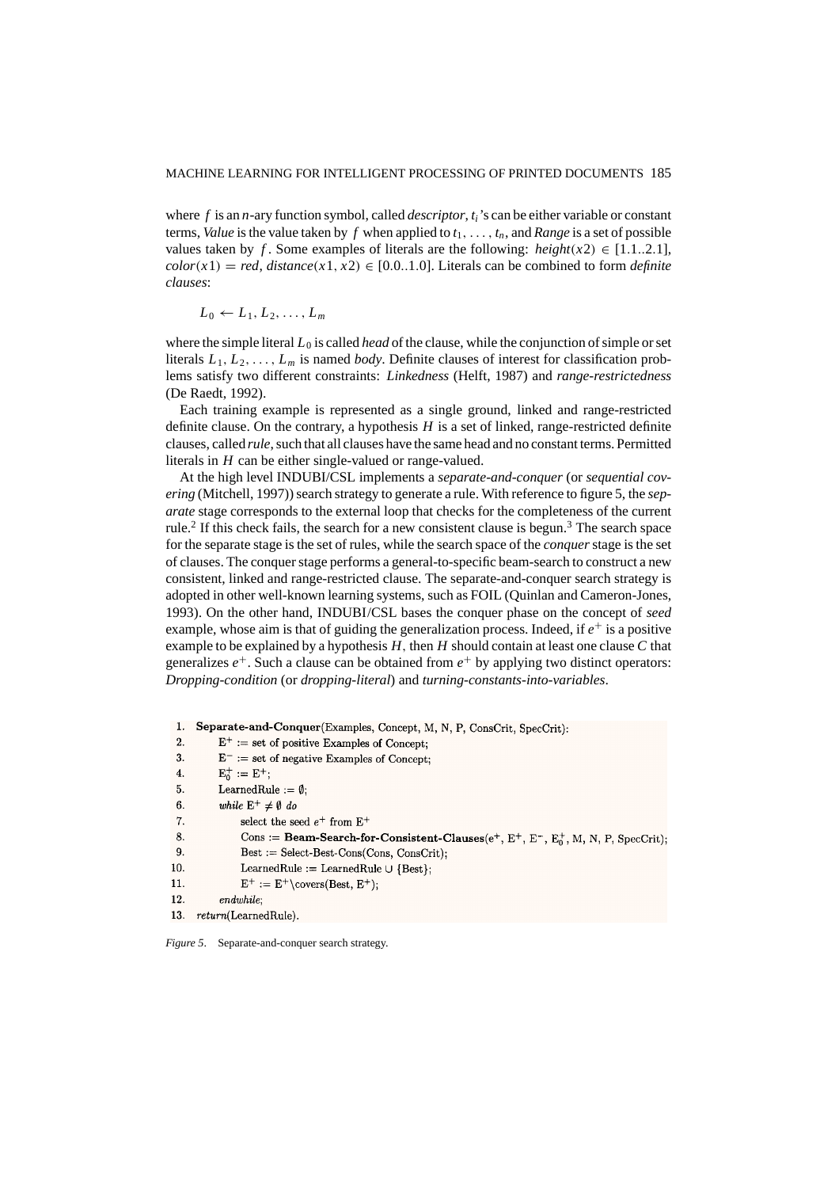where $f$ is an $n$-ary function symbol, called *descriptor*, $t_i$'s can be either variable or constant terms, *Value* is the value taken by $f$ when applied to $t_1, \ldots, t_n$, and *Range* is a set of possible values taken by $f$. Some examples of literals are the following: $height(x2) \in [1.1..2.1]$, $color(x1) = red$, $distance(x1, x2) \in [0.0..1.0]$. Literals can be combined to form *definite clauses*:

$$L_0 \leftarrow L_1, L_2, \ldots, L_m$$

where the simple literal $L_0$ is called *head* of the clause, while the conjunction of simple or set literals $L_1, L_2, \ldots, L_m$ is named *body*. Definite clauses of interest for classification problems satisfy two different constraints: *Linkedness* (Helft, 1987) and *range-restrictedness* (De Raedt, 1992).

Each training example is represented as a single ground, linked and range-restricted definite clause. On the contrary, a hypothesis $H$ is a set of linked, range-restricted definite clauses, called *rule*, such that all clauses have the same head and no constant terms. Permitted literals in $H$ can be either single-valued or range-valued.

At the high level INDUBI/CSL implements a *separate-and-conquer* (or *sequential covering* (Mitchell, 1997)) search strategy to generate a rule. With reference to figure 5, the *separate* stage corresponds to the external loop that checks for the completeness of the current rule.[2] If this check fails, the search for a new consistent clause is begun.[3] The search space for the separate stage is the set of rules, while the search space of the *conquer* stage is the set of clauses. The conquer stage performs a general-to-specific beam-search to construct a new consistent, linked and range-restricted clause. The separate-and-conquer search strategy is adopted in other well-known learning systems, such as FOIL (Quinlan and Cameron-Jones, 1993). On the other hand, INDUBI/CSL bases the conquer phase on the concept of *seed* example, whose aim is that of guiding the generalization process. Indeed, if $e^+$ is a positive example to be explained by a hypothesis $H$, then $H$ should contain at least one clause $C$ that generalizes $e^+$. Such a clause can be obtained from $e^+$ by applying two distinct operators: *Dropping-condition* (or *dropping-literal*) and *turning-constants-into-variables*.

```
1.  Separate-and-Conquer(Examples, Concept, M, N, P, ConsCrit, SpecCrit):
2.      E+ := set of positive Examples of Concept;
3.      E- := set of negative Examples of Concept;
4.      E0+ := E+;
5.      LearnedRule := ∅;
6.      while E+ ≠ ∅ do
7.          select the seed e+ from E+
8.          Cons := Beam-Search-for-Consistent-Clauses(e+, E+, E-, E0+, M, N, P, SpecCrit);
9.          Best := Select-Best-Cons(Cons, ConsCrit);
10.         LearnedRule := LearnedRule ∪ {Best};
11.         E+ := E+\covers(Best, E+);
12.     endwhile;
13. return(LearnedRule).
```

*Figure 5*. Separate-and-conquer search strategy.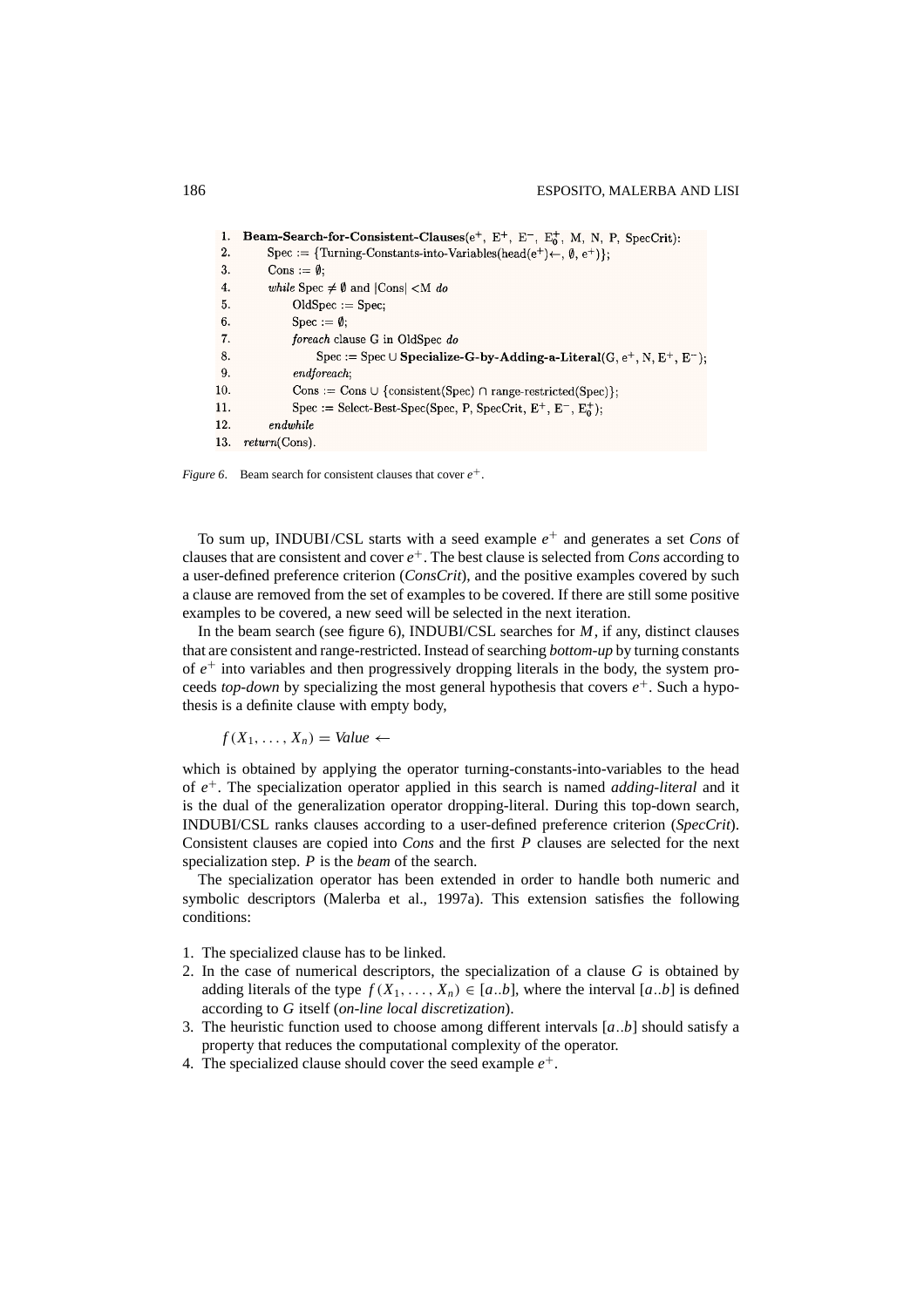```
1.  Beam-Search-for-Consistent-Clauses(e+, E+, E−, E0+, M, N, P, SpecCrit):
2.      Spec := {Turning-Constants-into-Variables(head(e+)←, ∅, e+)};
3.      Cons := ∅;
4.      while Spec ≠ ∅ and |Cons| <M do
5.          OldSpec := Spec;
6.          Spec := ∅;
7.          foreach clause G in OldSpec do
8.              Spec := Spec ∪ Specialize-G-by-Adding-a-Literal(G, e+, N, E+, E−);
9.          endforeach;
10.         Cons := Cons ∪ {consistent(Spec) ∩ range-restricted(Spec)};
11.         Spec := Select-Best-Spec(Spec, P, SpecCrit, E+, E−, E0+);
12.     endwhile
13. return(Cons).
```

*Figure 6*. Beam search for consistent clauses that cover $e^+$.

To sum up, INDUBI/CSL starts with a seed example $e^+$ and generates a set *Cons* of clauses that are consistent and cover $e^+$. The best clause is selected from *Cons* according to a user-defined preference criterion (*ConsCrit*), and the positive examples covered by such a clause are removed from the set of examples to be covered. If there are still some positive examples to be covered, a new seed will be selected in the next iteration.

In the beam search (see figure 6), INDUBI/CSL searches for $M$, if any, distinct clauses that are consistent and range-restricted. Instead of searching *bottom-up* by turning constants of $e^+$ into variables and then progressively dropping literals in the body, the system proceeds *top-down* by specializing the most general hypothesis that covers $e^+$. Such a hypothesis is a definite clause with empty body,

$$f(X_1, \ldots, X_n) = \textit{Value} \leftarrow$$

which is obtained by applying the operator turning-constants-into-variables to the head of $e^+$. The specialization operator applied in this search is named *adding-literal* and it is the dual of the generalization operator dropping-literal. During this top-down search, INDUBI/CSL ranks clauses according to a user-defined preference criterion (*SpecCrit*). Consistent clauses are copied into *Cons* and the first $P$ clauses are selected for the next specialization step. $P$ is the *beam* of the search.

The specialization operator has been extended in order to handle both numeric and symbolic descriptors (Malerba et al., 1997a). This extension satisfies the following conditions:

1. The specialized clause has to be linked.
2. In the case of numerical descriptors, the specialization of a clause $G$ is obtained by adding literals of the type $f(X_1, \ldots, X_n) \in [a..b]$, where the interval $[a..b]$ is defined according to $G$ itself (*on-line local discretization*).
3. The heuristic function used to choose among different intervals $[a..b]$ should satisfy a property that reduces the computational complexity of the operator.
4. The specialized clause should cover the seed example $e^+$.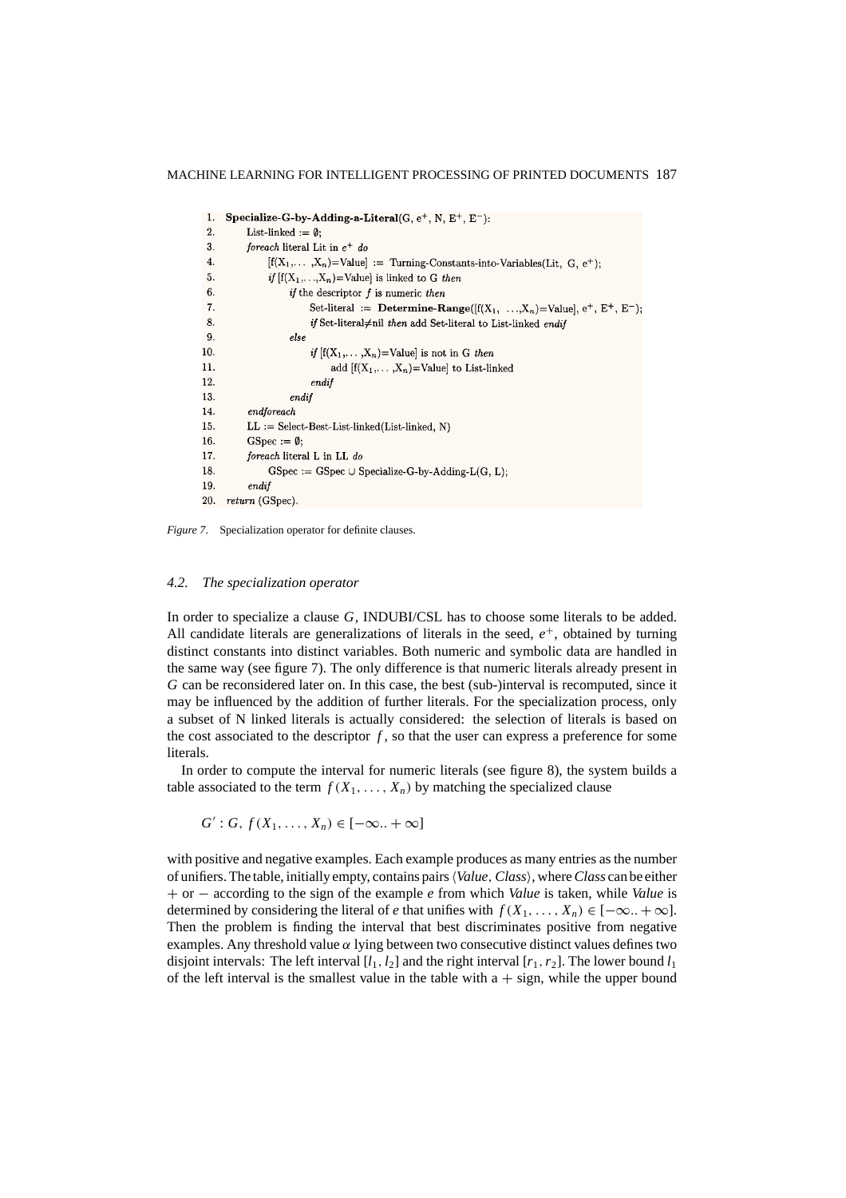```
1.  Specialize-G-by-Adding-a-Literal(G, e+, N, E+, E−):
2.      List-linked := ∅;
3.      foreach literal Lit in e+ do
4.          [f(X1,... ,Xn)=Value] := Turning-Constants-into-Variables(Lit, G, e+);
5.          if [f(X1,...,Xn)=Value] is linked to G then
6.              if the descriptor f is numeric then
7.                  Set-literal := Determine-Range([f(X1, ...,Xn)=Value], e+, E+, E−);
8.                  if Set-literal≠nil then add Set-literal to List-linked endif
9.              else
10.                 if [f(X1,... ,Xn)=Value] is not in G then
11.                     add [f(X1,... ,Xn)=Value] to List-linked
12.                 endif
13.             endif
14.     endforeach
15.     LL := Select-Best-List-linked(List-linked, N)
16.     GSpec := ∅;
17.     foreach literal L in LL do
18.         GSpec := GSpec ∪ Specialize-G-by-Adding-L(G, L);
19.     endif
20. return (GSpec).
```

*Figure 7*. Specialization operator for definite clauses.

### 4.2. *The specialization operator*

In order to specialize a clause $G$, INDUBI/CSL has to choose some literals to be added. All candidate literals are generalizations of literals in the seed, $e^+$, obtained by turning distinct constants into distinct variables. Both numeric and symbolic data are handled in the same way (see figure 7). The only difference is that numeric literals already present in $G$ can be reconsidered later on. In this case, the best (sub-)interval is recomputed, since it may be influenced by the addition of further literals. For the specialization process, only a subset of N linked literals is actually considered: the selection of literals is based on the cost associated to the descriptor $f$, so that the user can express a preference for some literals.

In order to compute the interval for numeric literals (see figure 8), the system builds a table associated to the term $f(X_1, \ldots, X_n)$ by matching the specialized clause

$$G' : G,\ f(X_1, \ldots, X_n) \in [-\infty .. +\infty]$$

with positive and negative examples. Each example produces as many entries as the number of unifiers. The table, initially empty, contains pairs $\langle Value, Class \rangle$, where *Class* can be either $+$ or $-$ according to the sign of the example *e* from which *Value* is taken, while *Value* is determined by considering the literal of *e* that unifies with $f(X_1, \ldots, X_n) \in [-\infty .. +\infty]$. Then the problem is finding the interval that best discriminates positive from negative examples. Any threshold value $\alpha$ lying between two consecutive distinct values defines two disjoint intervals: The left interval $[l_1, l_2]$ and the right interval $[r_1, r_2]$. The lower bound $l_1$ of the left interval is the smallest value in the table with a $+$ sign, while the upper bound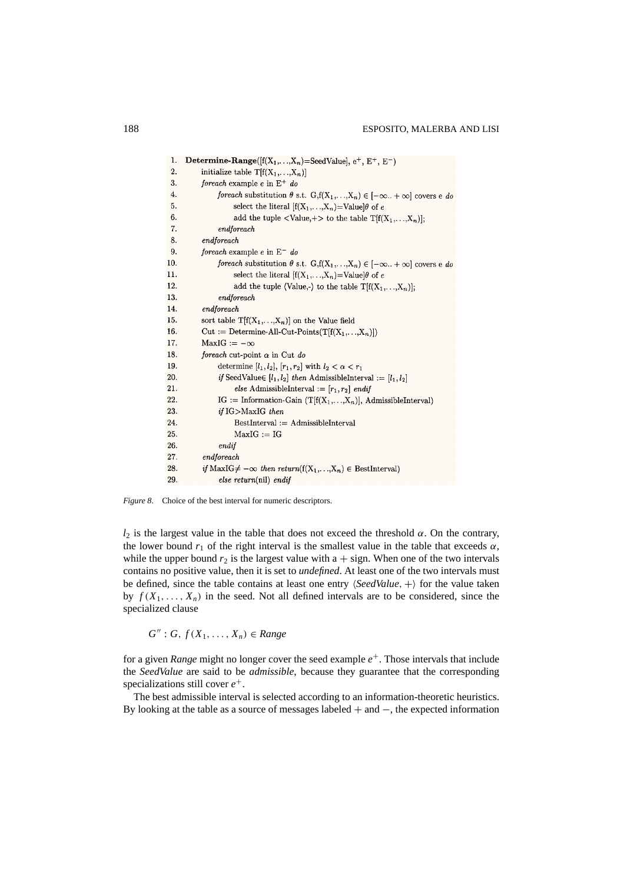```
1.  Determine-Range([f(X1,...,Xn)=SeedValue], e+, E+, E-)
2.      initialize table T[f(X1,...,Xn)]
3.      foreach example e in E+ do
4.          foreach substitution θ s.t. G,f(X1,...,Xn) ∈ [-∞.. +∞] covers e do
5.              select the literal [f(X1,...,Xn)=Value]θ of e
6.              add the tuple <Value,+> to the table T[f(X1,...,Xn)];
7.          endforeach
8.      endforeach
9.      foreach example e in E- do
10.         foreach substitution θ s.t. G,f(X1,...,Xn) ∈ [-∞.. +∞] covers e do
11.             select the literal [f(X1,...,Xn)=Value]θ of e
12.             add the tuple ⟨Value,-⟩ to the table T[f(X1,...,Xn)];
13.         endforeach
14.     endforeach
15.     sort table T[f(X1,...,Xn)] on the Value field
16.     Cut := Determine-All-Cut-Points(T[f(X1,...,Xn)])
17.     MaxIG := -∞
18.     foreach cut-point α in Cut do
19.         determine [l1,l2], [r1,r2] with l2 < α < r1
20.         if SeedValue∈ [l1,l2] then AdmissibleInterval := [l1,l2]
21.             else AdmissibleInterval := [r1,r2] endif
22.         IG := Information-Gain (T[f(X1,...,Xn)], AdmissibleInterval)
23.         if IG>MaxIG then
24.             BestInterval := AdmissibleInterval
25.             MaxIG := IG
26.         endif
27.     endforeach
28.     if MaxIG≠ -∞ then return(f(X1,...,Xn) ∈ BestInterval)
29.         else return(nil) endif
```

*Figure 8.* Choice of the best interval for numeric descriptors.

$l_2$ is the largest value in the table that does not exceed the threshold $\alpha$. On the contrary, the lower bound $r_1$ of the right interval is the smallest value in the table that exceeds $\alpha$, while the upper bound $r_2$ is the largest value with a $+$ sign. When one of the two intervals contains no positive value, then it is set to *undefined*. At least one of the two intervals must be defined, since the table contains at least one entry $\langle SeedValue, +\rangle$ for the value taken by $f(X_1, \ldots, X_n)$ in the seed. Not all defined intervals are to be considered, since the specialized clause

$$G'' : G,\ f(X_1, \ldots, X_n) \in Range$$

for a given *Range* might no longer cover the seed example $e^+$. Those intervals that include the *SeedValue* are said to be *admissible*, because they guarantee that the corresponding specializations still cover $e^+$.

The best admissible interval is selected according to an information-theoretic heuristics. By looking at the table as a source of messages labeled $+$ and $-$, the expected information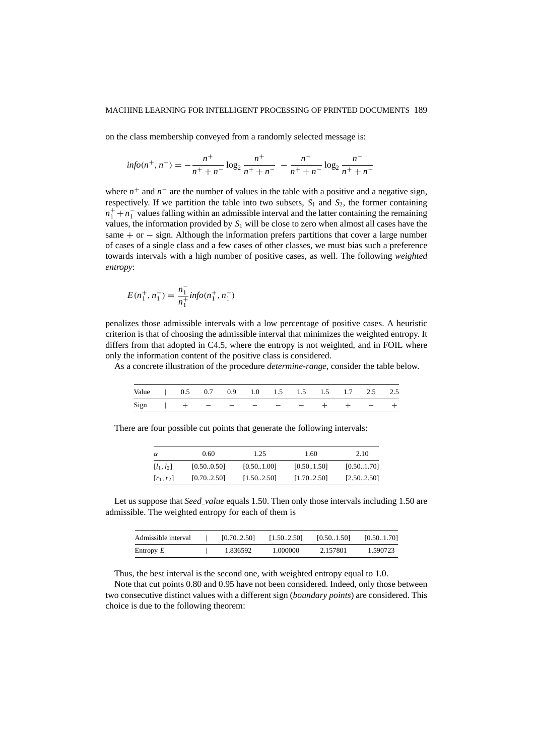on the class membership conveyed from a randomly selected message is:

$$info(n^+, n^-) = -\frac{n^+}{n^+ + n^-} \log_2 \frac{n^+}{n^+ + n^-} - \frac{n^-}{n^+ + n^-} \log_2 \frac{n^-}{n^+ + n^-}$$

where $n^+$ and $n^-$ are the number of values in the table with a positive and a negative sign, respectively. If we partition the table into two subsets, $S_1$ and $S_2$, the former containing $n_1^+ + n_1^-$ values falling within an admissible interval and the latter containing the remaining values, the information provided by $S_1$ will be close to zero when almost all cases have the same $+$ or $-$ sign. Although the information prefers partitions that cover a large number of cases of a single class and a few cases of other classes, we must bias such a preference towards intervals with a high number of positive cases, as well. The following *weighted entropy*:

$$E(n_1^+, n_1^-) = \frac{n_1^-}{n_1^+} info(n_1^+, n_1^-)$$

penalizes those admissible intervals with a low percentage of positive cases. A heuristic criterion is that of choosing the admissible interval that minimizes the weighted entropy. It differs from that adopted in C4.5, where the entropy is not weighted, and in FOIL where only the information content of the positive class is considered.

As a concrete illustration of the procedure *determine-range*, consider the table below.

| Value | 0.5 | 0.7 | 0.9 | 1.0 | 1.5 | 1.5 | 1.5 | 1.7 | 2.5 | 2.5 |
|---|---|---|---|---|---|---|---|---|---|---|
| Sign | $+$ | $-$ | $-$ | $-$ | $-$ | $-$ | $+$ | $+$ | $-$ | $+$ |

There are four possible cut points that generate the following intervals:

| $\alpha$ | 0.60 | 1.25 | 1.60 | 2.10 |
|---|---|---|---|---|
| $[l_1, l_2]$ | [0.50..0.50] | [0.50..1.00] | [0.50..1.50] | [0.50..1.70] |
| $[r_1, r_2]$ | [0.70..2.50] | [1.50..2.50] | [1.70..2.50] | [2.50..2.50] |

Let us suppose that *Seed_value* equals 1.50. Then only those intervals including 1.50 are admissible. The weighted entropy for each of them is

| Admissible interval | [0.70..2.50] | [1.50..2.50] | [0.50..1.50] | [0.50..1.70] |
|---|---|---|---|---|
| Entropy $E$ | 1.836592 | 1.000000 | 2.157801 | 1.590723 |

Thus, the best interval is the second one, with weighted entropy equal to 1.0.

Note that cut points 0.80 and 0.95 have not been considered. Indeed, only those between two consecutive distinct values with a different sign (*boundary points*) are considered. This choice is due to the following theorem: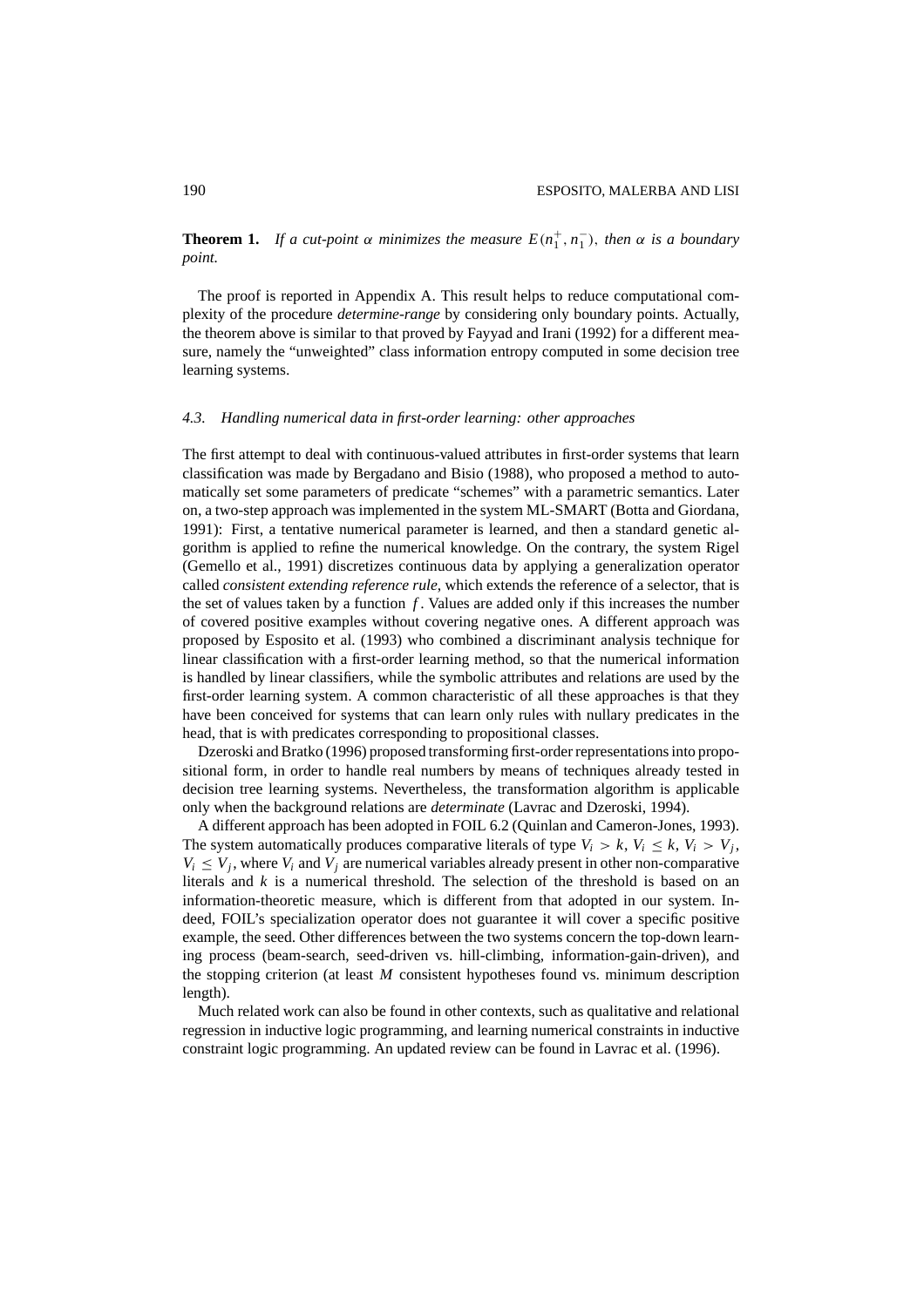**Theorem 1.** *If a cut-point $\alpha$ minimizes the measure $E(n_1^+, n_1^-)$, then $\alpha$ is a boundary point.*

The proof is reported in Appendix A. This result helps to reduce computational complexity of the procedure *determine-range* by considering only boundary points. Actually, the theorem above is similar to that proved by Fayyad and Irani (1992) for a different measure, namely the "unweighted" class information entropy computed in some decision tree learning systems.

### *4.3. Handling numerical data in first-order learning: other approaches*

The first attempt to deal with continuous-valued attributes in first-order systems that learn classification was made by Bergadano and Bisio (1988), who proposed a method to automatically set some parameters of predicate "schemes" with a parametric semantics. Later on, a two-step approach was implemented in the system ML-SMART (Botta and Giordana, 1991): First, a tentative numerical parameter is learned, and then a standard genetic algorithm is applied to refine the numerical knowledge. On the contrary, the system Rigel (Gemello et al., 1991) discretizes continuous data by applying a generalization operator called *consistent extending reference rule*, which extends the reference of a selector, that is the set of values taken by a function $f$. Values are added only if this increases the number of covered positive examples without covering negative ones. A different approach was proposed by Esposito et al. (1993) who combined a discriminant analysis technique for linear classification with a first-order learning method, so that the numerical information is handled by linear classifiers, while the symbolic attributes and relations are used by the first-order learning system. A common characteristic of all these approaches is that they have been conceived for systems that can learn only rules with nullary predicates in the head, that is with predicates corresponding to propositional classes.

Dzeroski and Bratko (1996) proposed transforming first-order representations into propositional form, in order to handle real numbers by means of techniques already tested in decision tree learning systems. Nevertheless, the transformation algorithm is applicable only when the background relations are *determinate* (Lavrac and Dzeroski, 1994).

A different approach has been adopted in FOIL 6.2 (Quinlan and Cameron-Jones, 1993). The system automatically produces comparative literals of type $V_i > k$, $V_i \leq k$, $V_i > V_j$, $V_i \leq V_j$, where $V_i$ and $V_j$ are numerical variables already present in other non-comparative literals and $k$ is a numerical threshold. The selection of the threshold is based on an information-theoretic measure, which is different from that adopted in our system. Indeed, FOIL's specialization operator does not guarantee it will cover a specific positive example, the seed. Other differences between the two systems concern the top-down learning process (beam-search, seed-driven vs. hill-climbing, information-gain-driven), and the stopping criterion (at least $M$ consistent hypotheses found vs. minimum description length).

Much related work can also be found in other contexts, such as qualitative and relational regression in inductive logic programming, and learning numerical constraints in inductive constraint logic programming. An updated review can be found in Lavrac et al. (1996).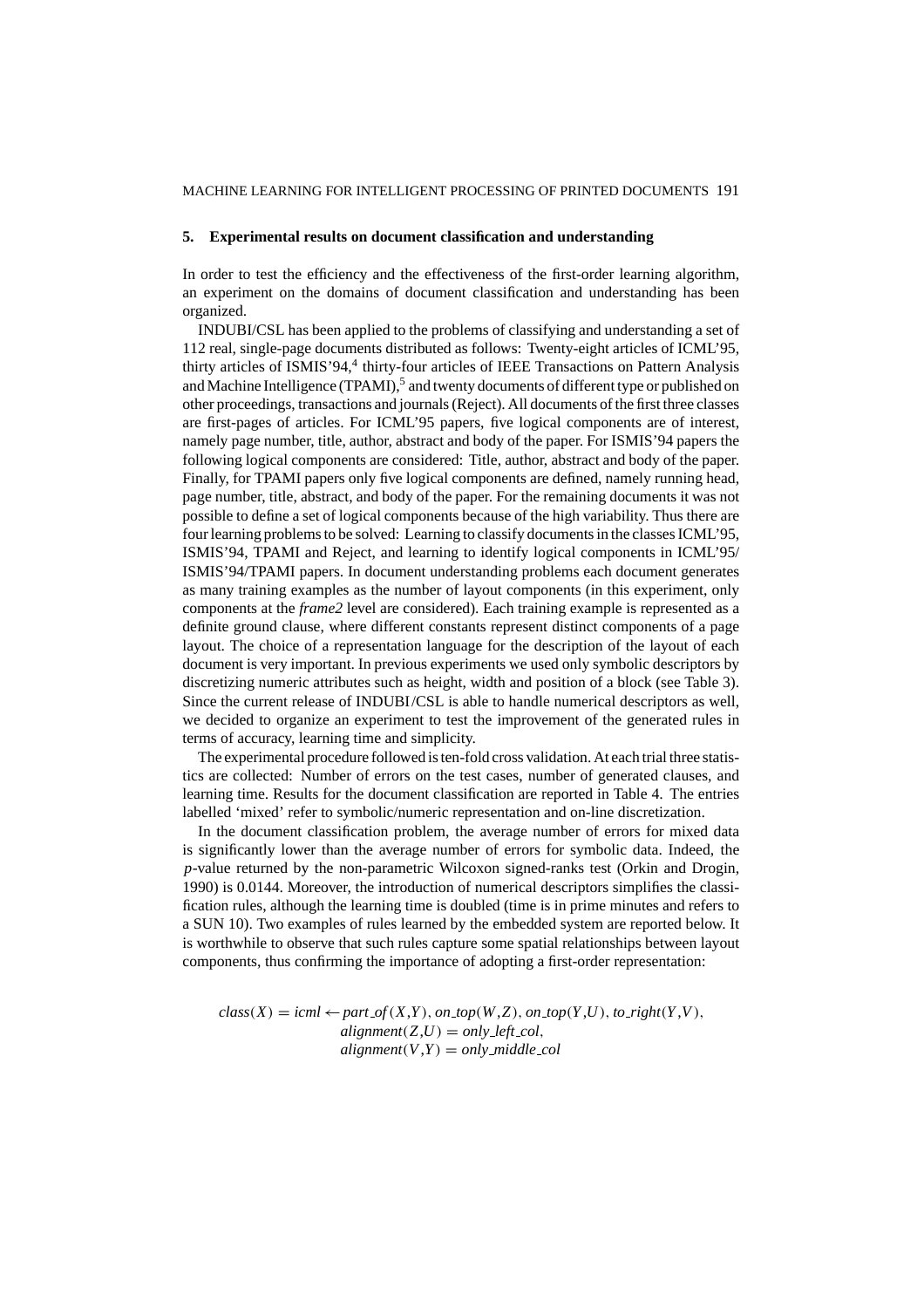## 5. Experimental results on document classification and understanding

In order to test the efficiency and the effectiveness of the first-order learning algorithm, an experiment on the domains of document classification and understanding has been organized.

INDUBI/CSL has been applied to the problems of classifying and understanding a set of 112 real, single-page documents distributed as follows: Twenty-eight articles of ICML'95, thirty articles of ISMIS'94,[4] thirty-four articles of IEEE Transactions on Pattern Analysis and Machine Intelligence (TPAMI),[5] and twenty documents of different type or published on other proceedings, transactions and journals (Reject). All documents of the first three classes are first-pages of articles. For ICML'95 papers, five logical components are of interest, namely page number, title, author, abstract and body of the paper. For ISMIS'94 papers the following logical components are considered: Title, author, abstract and body of the paper. Finally, for TPAMI papers only five logical components are defined, namely running head, page number, title, abstract, and body of the paper. For the remaining documents it was not possible to define a set of logical components because of the high variability. Thus there are four learning problems to be solved: Learning to classify documents in the classes ICML'95, ISMIS'94, TPAMI and Reject, and learning to identify logical components in ICML'95/ ISMIS'94/TPAMI papers. In document understanding problems each document generates as many training examples as the number of layout components (in this experiment, only components at the *frame2* level are considered). Each training example is represented as a definite ground clause, where different constants represent distinct components of a page layout. The choice of a representation language for the description of the layout of each document is very important. In previous experiments we used only symbolic descriptors by discretizing numeric attributes such as height, width and position of a block (see Table 3). Since the current release of INDUBI/CSL is able to handle numerical descriptors as well, we decided to organize an experiment to test the improvement of the generated rules in terms of accuracy, learning time and simplicity.

The experimental procedure followed is ten-fold cross validation. At each trial three statistics are collected: Number of errors on the test cases, number of generated clauses, and learning time. Results for the document classification are reported in Table 4. The entries labelled 'mixed' refer to symbolic/numeric representation and on-line discretization.

In the document classification problem, the average number of errors for mixed data is significantly lower than the average number of errors for symbolic data. Indeed, the $p$-value returned by the non-parametric Wilcoxon signed-ranks test (Orkin and Drogin, 1990) is 0.0144. Moreover, the introduction of numerical descriptors simplifies the classification rules, although the learning time is doubled (time is in prime minutes and refers to a SUN 10). Two examples of rules learned by the embedded system are reported below. It is worthwhile to observe that such rules capture some spatial relationships between layout components, thus confirming the importance of adopting a first-order representation:

$$
\begin{aligned}
class(X) = icml \leftarrow\ & part\_of(X,Y),\ on\_top(W,Z),\ on\_top(Y,U),\ to\_right(Y,V),\\
& alignment(Z,U) = only\_left\_col,\\
& alignment(V,Y) = only\_middle\_col
\end{aligned}
$$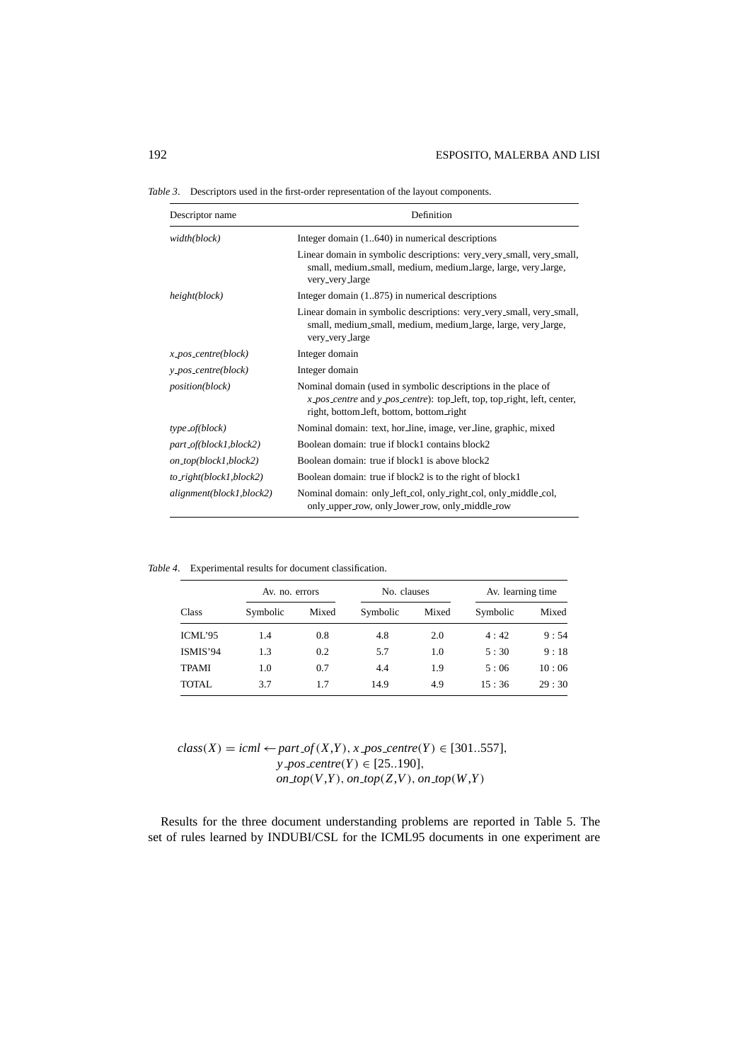*Table 3*. Descriptors used in the first-order representation of the layout components.

| Descriptor name | Definition |
|---|---|
| *width(block)* | Integer domain (1..640) in numerical descriptions |
| | Linear domain in symbolic descriptions: very_very_small, very_small, small, medium_small, medium, medium_large, large, very_large, very_very_large |
| *height(block)* | Integer domain (1..875) in numerical descriptions |
| | Linear domain in symbolic descriptions: very_very_small, very_small, small, medium_small, medium, medium_large, large, very_large, very_very_large |
| *x_pos_centre(block)* | Integer domain |
| *y_pos_centre(block)* | Integer domain |
| *position(block)* | Nominal domain (used in symbolic descriptions in the place of *x_pos_centre* and *y_pos_centre*): top_left, top, top_right, left, center, right, bottom_left, bottom, bottom_right |
| *type_of(block)* | Nominal domain: text, hor_line, image, ver_line, graphic, mixed |
| *part_of(block1,block2)* | Boolean domain: true if block1 contains block2 |
| *on_top(block1,block2)* | Boolean domain: true if block1 is above block2 |
| *to_right(block1,block2)* | Boolean domain: true if block2 is to the right of block1 |
| *alignment(block1,block2)* | Nominal domain: only_left_col, only_right_col, only_middle_col, only_upper_row, only_lower_row, only_middle_row |

*Table 4*. Experimental results for document classification.

| | Av. no. errors | | No. clauses | | Av. learning time | |
|---|---|---|---|---|---|---|
| Class | Symbolic | Mixed | Symbolic | Mixed | Symbolic | Mixed |
| ICML'95 | 1.4 | 0.8 | 4.8 | 2.0 | 4 : 42 | 9 : 54 |
| ISMIS'94 | 1.3 | 0.2 | 5.7 | 1.0 | 5 : 30 | 9 : 18 |
| TPAMI | 1.0 | 0.7 | 4.4 | 1.9 | 5 : 06 | 10 : 06 |
| TOTAL | 3.7 | 1.7 | 14.9 | 4.9 | 15 : 36 | 29 : 30 |

$$
\begin{aligned}
class(X) = icml \leftarrow\ & part\_of(X,Y),\ x\_pos\_centre(Y) \in [301..557], \\
& y\_pos\_centre(Y) \in [25..190], \\
& on\_top(V,Y),\ on\_top(Z,V),\ on\_top(W,Y)
\end{aligned}
$$

Results for the three document understanding problems are reported in Table 5. The set of rules learned by INDUBI/CSL for the ICML95 documents in one experiment are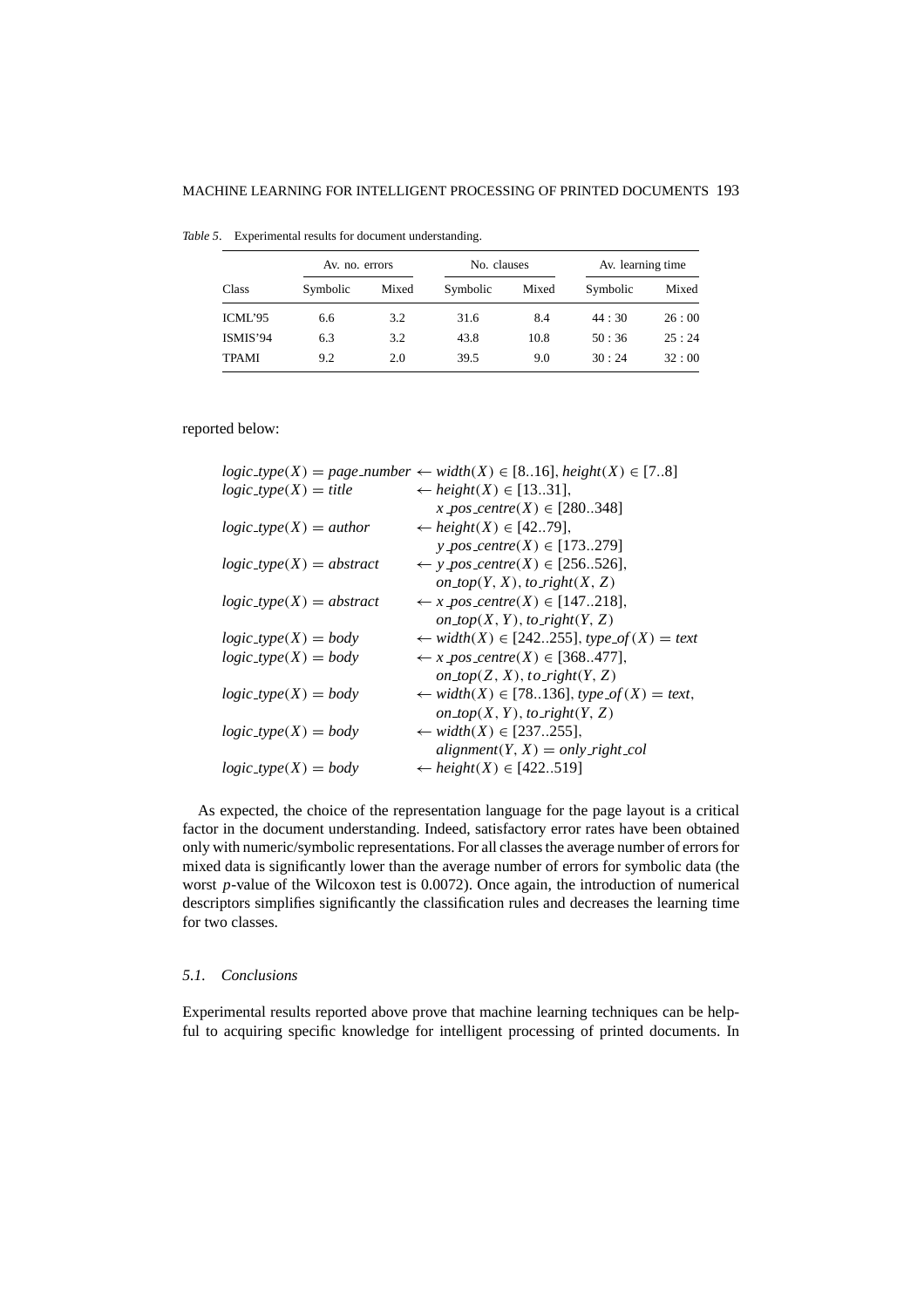*Table 5*. Experimental results for document understanding.

| Class | Av. no. errors | | No. clauses | | Av. learning time | |
|---|---|---|---|---|---|---|
| | Symbolic | Mixed | Symbolic | Mixed | Symbolic | Mixed |
| ICML'95 | 6.6 | 3.2 | 31.6 | 8.4 | 44 : 30 | 26 : 00 |
| ISMIS'94 | 6.3 | 3.2 | 43.8 | 10.8 | 50 : 36 | 25 : 24 |
| TPAMI | 9.2 | 2.0 | 39.5 | 9.0 | 30 : 24 | 32 : 00 |

reported below:

$$
\begin{array}{ll}
logic\_type(X) = page\_number & \leftarrow width(X) \in [8..16],\ height(X) \in [7..8] \\
logic\_type(X) = title & \leftarrow height(X) \in [13..31], \\
 & \quad x\_pos\_centre(X) \in [280..348] \\
logic\_type(X) = author & \leftarrow height(X) \in [42..79], \\
 & \quad y\_pos\_centre(X) \in [173..279] \\
logic\_type(X) = abstract & \leftarrow y\_pos\_centre(X) \in [256..526], \\
 & \quad on\_top(Y, X),\ to\_right(X, Z) \\
logic\_type(X) = abstract & \leftarrow x\_pos\_centre(X) \in [147..218], \\
 & \quad on\_top(X, Y),\ to\_right(Y, Z) \\
logic\_type(X) = body & \leftarrow width(X) \in [242..255],\ type\_of(X) = text \\
logic\_type(X) = body & \leftarrow x\_pos\_centre(X) \in [368..477], \\
 & \quad on\_top(Z, X),\ to\_right(Y, Z) \\
logic\_type(X) = body & \leftarrow width(X) \in [78..136],\ type\_of(X) = text, \\
 & \quad on\_top(X, Y),\ to\_right(Y, Z) \\
logic\_type(X) = body & \leftarrow width(X) \in [237..255], \\
 & \quad alignment(Y, X) = only\_right\_col \\
logic\_type(X) = body & \leftarrow height(X) \in [422..519]
\end{array}
$$

As expected, the choice of the representation language for the page layout is a critical factor in the document understanding. Indeed, satisfactory error rates have been obtained only with numeric/symbolic representations. For all classes the average number of errors for mixed data is significantly lower than the average number of errors for symbolic data (the worst $p$-value of the Wilcoxon test is 0.0072). Once again, the introduction of numerical descriptors simplifies significantly the classification rules and decreases the learning time for two classes.

### 5.1. Conclusions

Experimental results reported above prove that machine learning techniques can be helpful to acquiring specific knowledge for intelligent processing of printed documents. In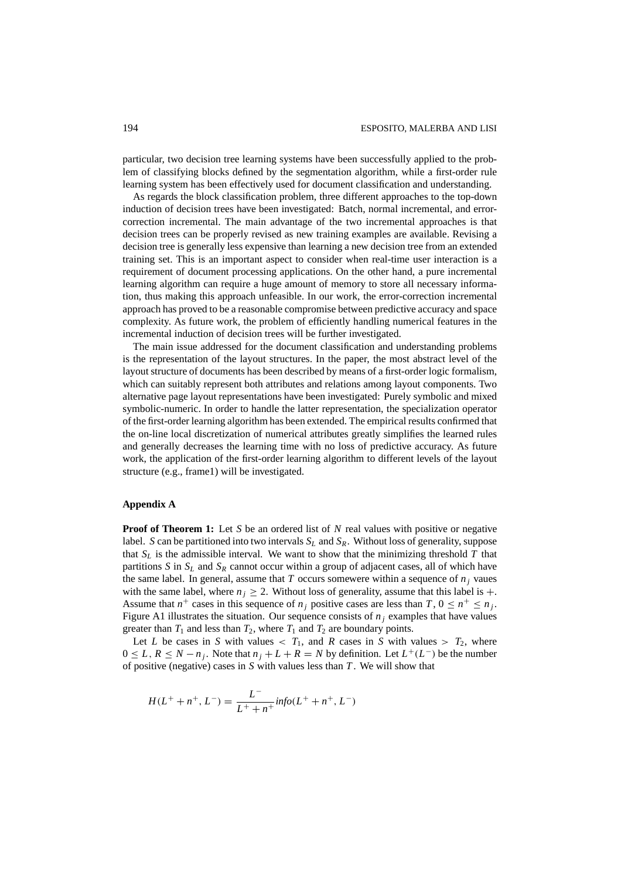particular, two decision tree learning systems have been successfully applied to the problem of classifying blocks defined by the segmentation algorithm, while a first-order rule learning system has been effectively used for document classification and understanding.

As regards the block classification problem, three different approaches to the top-down induction of decision trees have been investigated: Batch, normal incremental, and error-correction incremental. The main advantage of the two incremental approaches is that decision trees can be properly revised as new training examples are available. Revising a decision tree is generally less expensive than learning a new decision tree from an extended training set. This is an important aspect to consider when real-time user interaction is a requirement of document processing applications. On the other hand, a pure incremental learning algorithm can require a huge amount of memory to store all necessary information, thus making this approach unfeasible. In our work, the error-correction incremental approach has proved to be a reasonable compromise between predictive accuracy and space complexity. As future work, the problem of efficiently handling numerical features in the incremental induction of decision trees will be further investigated.

The main issue addressed for the document classification and understanding problems is the representation of the layout structures. In the paper, the most abstract level of the layout structure of documents has been described by means of a first-order logic formalism, which can suitably represent both attributes and relations among layout components. Two alternative page layout representations have been investigated: Purely symbolic and mixed symbolic-numeric. In order to handle the latter representation, the specialization operator of the first-order learning algorithm has been extended. The empirical results confirmed that the on-line local discretization of numerical attributes greatly simplifies the learned rules and generally decreases the learning time with no loss of predictive accuracy. As future work, the application of the first-order learning algorithm to different levels of the layout structure (e.g., frame1) will be investigated.

## Appendix A

**Proof of Theorem 1:** Let $S$ be an ordered list of $N$ real values with positive or negative label. $S$ can be partitioned into two intervals $S_L$ and $S_R$. Without loss of generality, suppose that $S_L$ is the admissible interval. We want to show that the minimizing threshold $T$ that partitions $S$ in $S_L$ and $S_R$ cannot occur within a group of adjacent cases, all of which have the same label. In general, assume that $T$ occurs somewere within a sequence of $n_j$ vaues with the same label, where $n_j \geq 2$. Without loss of generality, assume that this label is $+$. Assume that $n^+$ cases in this sequence of $n_j$ positive cases are less than $T$, $0 \leq n^+ \leq n_j$. Figure A1 illustrates the situation. Our sequence consists of $n_j$ examples that have values greater than $T_1$ and less than $T_2$, where $T_1$ and $T_2$ are boundary points.

Let $L$ be cases in $S$ with values $< T_1$, and $R$ cases in $S$ with values $> T_2$, where $0 \leq L, R \leq N - n_j$. Note that $n_j + L + R = N$ by definition. Let $L^+(L^-)$ be the number of positive (negative) cases in $S$ with values less than $T$. We will show that

$$H(L^+ + n^+, L^-) = \frac{L^-}{L^+ + n^+} info(L^+ + n^+, L^-)$$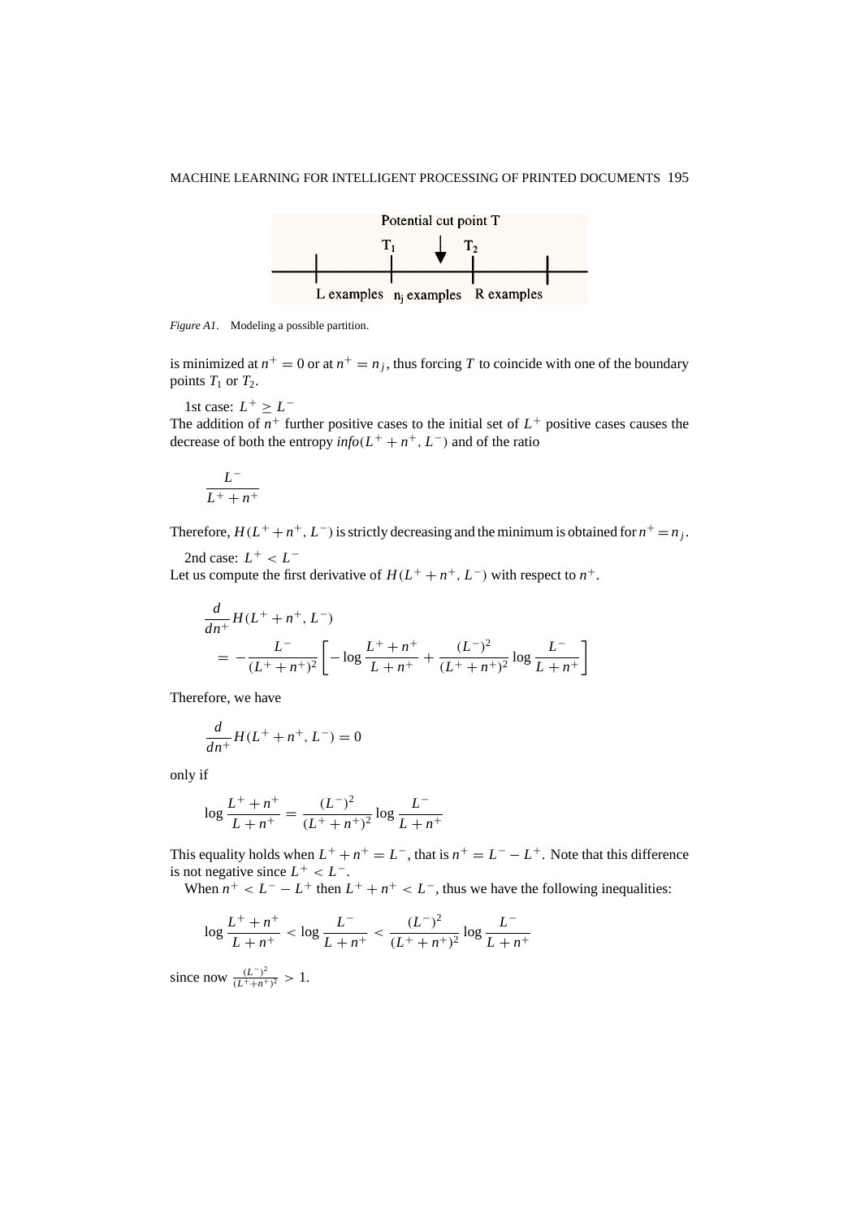Figure A1. Modeling a possible partition.

is minimized at $n^+ = 0$ or at $n^+ = n_j$, thus forcing $T$ to coincide with one of the boundary points $T_1$ or $T_2$.

1st case: $L^+ \geq L^-$
The addition of $n^+$ further positive cases to the initial set of $L^+$ positive cases causes the decrease of both the entropy $info(L^+ + n^+, L^-)$ and of the ratio

$$\frac{L^-}{L^+ + n^+}$$

Therefore, $H(L^+ + n^+, L^-)$ is strictly decreasing and the minimum is obtained for $n^+ = n_j$.

2nd case: $L^+ < L^-$
Let us compute the first derivative of $H(L^+ + n^+, L^-)$ with respect to $n^+$.

$$\frac{d}{dn^+} H(L^+ + n^+, L^-)$$
$$= -\frac{L^-}{(L^+ + n^+)^2}\left[-\log\frac{L^+ + n^+}{L + n^+} + \frac{(L^-)^2}{(L^+ + n^+)^2}\log\frac{L^-}{L + n^+}\right]$$

Therefore, we have

$$\frac{d}{dn^+} H(L^+ + n^+, L^-) = 0$$

only if

$$\log\frac{L^+ + n^+}{L + n^+} = \frac{(L^-)^2}{(L^+ + n^+)^2}\log\frac{L^-}{L + n^+}$$

This equality holds when $L^+ + n^+ = L^-$, that is $n^+ = L^- - L^+$. Note that this difference is not negative since $L^+ < L^-$.

When $n^+ < L^- - L^+$ then $L^+ + n^+ < L^-$, thus we have the following inequalities:

$$\log\frac{L^+ + n^+}{L + n^+} < \log\frac{L^-}{L + n^+} < \frac{(L^-)^2}{(L^+ + n^+)^2}\log\frac{L^-}{L + n^+}$$

since now $\frac{(L^-)^2}{(L^+ + n^+)^2} > 1$.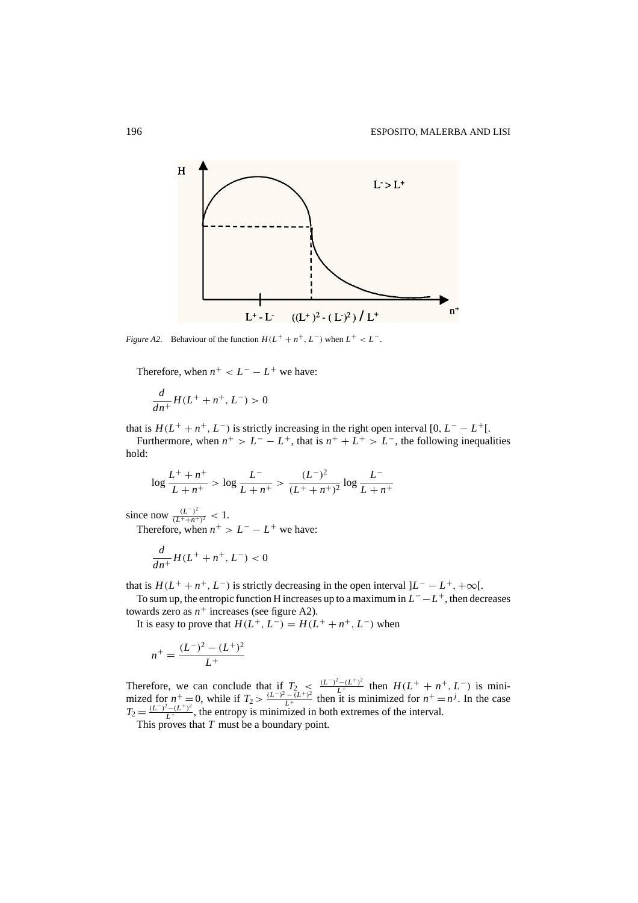*Figure A2.* Behaviour of the function $H(L^+ + n^+, L^-)$ when $L^+ < L^-$.

Therefore, when $n^+ < L^- - L^+$ we have:

$$\frac{d}{dn^+} H(L^+ + n^+, L^-) > 0$$

that is $H(L^+ + n^+, L^-)$ is strictly increasing in the right open interval $[0, L^- - L^+[$.

Furthermore, when $n^+ > L^- - L^+$, that is $n^+ + L^+ > L^-$, the following inequalities hold:

$$\log \frac{L^+ + n^+}{L + n^+} > \log \frac{L^-}{L + n^+} > \frac{(L^-)^2}{(L^+ + n^+)^2} \log \frac{L^-}{L + n^+}$$

since now $\frac{(L^-)^2}{(L^+ + n^+)^2} < 1$.

Therefore, when $n^+ > L^- - L^+$ we have:

$$\frac{d}{dn^+} H(L^+ + n^+, L^-) < 0$$

that is $H(L^+ + n^+, L^-)$ is strictly decreasing in the open interval $]L^- - L^+, +\infty[$.

To sum up, the entropic function H increases up to a maximum in $L^- - L^+$, then decreases towards zero as $n^+$ increases (see figure A2).

It is easy to prove that $H(L^+, L^-) = H(L^+ + n^+, L^-)$ when

$$n^+ = \frac{(L^-)^2 - (L^+)^2}{L^+}$$

Therefore, we can conclude that if $T_2 < \frac{(L^-)^2 - (L^+)^2}{L^+}$ then $H(L^+ + n^+, L^-)$ is minimized for $n^+ = 0$, while if $T_2 > \frac{(L^-)^2 - (L^+)^2}{L^+}$ then it is minimized for $n^+ = n^j$. In the case $T_2 = \frac{(L^-)^2 - (L^+)^2}{L^+}$, the entropy is minimized in both extremes of the interval.

This proves that $T$ must be a boundary point.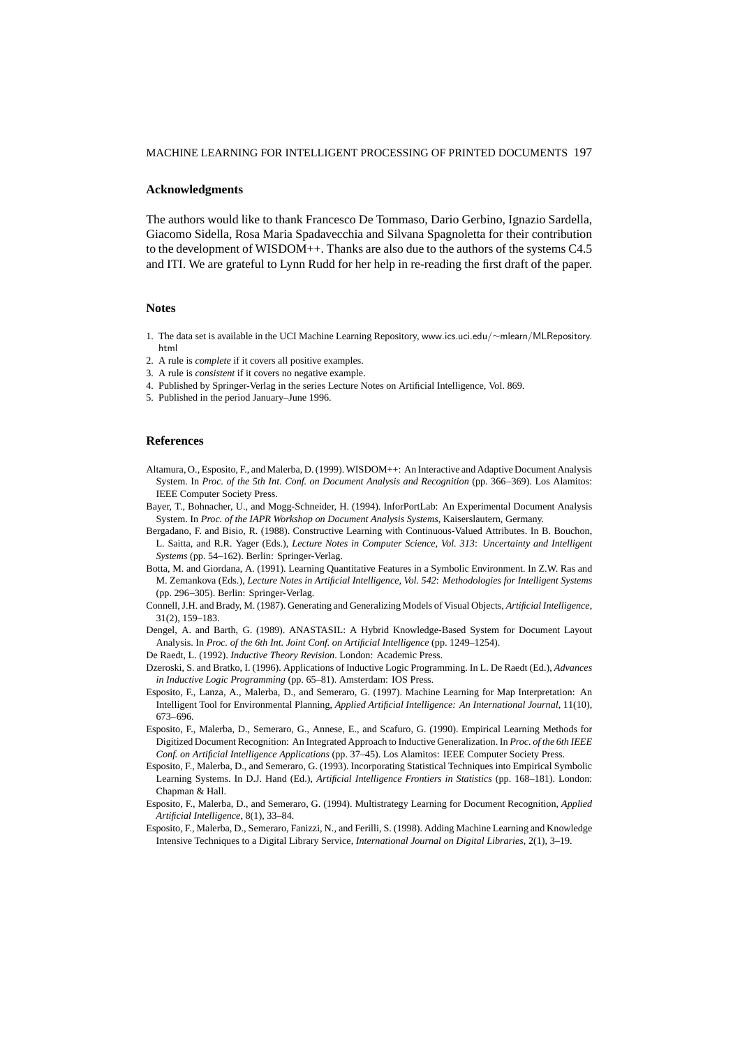## Acknowledgments

The authors would like to thank Francesco De Tommaso, Dario Gerbino, Ignazio Sardella, Giacomo Sidella, Rosa Maria Spadavecchia and Silvana Spagnoletta for their contribution to the development of WISDOM++. Thanks are also due to the authors of the systems C4.5 and ITI. We are grateful to Lynn Rudd for her help in re-reading the first draft of the paper.

## Notes

1. The data set is available in the UCI Machine Learning Repository, www.ics.uci.edu/∼mlearn/MLRepository.html
2. A rule is *complete* if it covers all positive examples.
3. A rule is *consistent* if it covers no negative example.
4. Published by Springer-Verlag in the series Lecture Notes on Artificial Intelligence, Vol. 869.
5. Published in the period January–June 1996.

## References

Altamura, O., Esposito, F., and Malerba, D. (1999). WISDOM++: An Interactive and Adaptive Document Analysis System. In *Proc. of the 5th Int. Conf. on Document Analysis and Recognition* (pp. 366–369). Los Alamitos: IEEE Computer Society Press.

Bayer, T., Bohnacher, U., and Mogg-Schneider, H. (1994). InforPortLab: An Experimental Document Analysis System. In *Proc. of the IAPR Workshop on Document Analysis Systems*, Kaiserslautern, Germany.

Bergadano, F. and Bisio, R. (1988). Constructive Learning with Continuous-Valued Attributes. In B. Bouchon, L. Saitta, and R.R. Yager (Eds.), *Lecture Notes in Computer Science, Vol. 313*: *Uncertainty and Intelligent Systems* (pp. 54–162). Berlin: Springer-Verlag.

Botta, M. and Giordana, A. (1991). Learning Quantitative Features in a Symbolic Environment. In Z.W. Ras and M. Zemankova (Eds.), *Lecture Notes in Artificial Intelligence, Vol. 542*: *Methodologies for Intelligent Systems* (pp. 296–305). Berlin: Springer-Verlag.

Connell, J.H. and Brady, M. (1987). Generating and Generalizing Models of Visual Objects, *Artificial Intelligence*, 31(2), 159–183.

Dengel, A. and Barth, G. (1989). ANASTASIL: A Hybrid Knowledge-Based System for Document Layout Analysis. In *Proc. of the 6th Int. Joint Conf. on Artificial Intelligence* (pp. 1249–1254).

De Raedt, L. (1992). *Inductive Theory Revision*. London: Academic Press.

Dzeroski, S. and Bratko, I. (1996). Applications of Inductive Logic Programming. In L. De Raedt (Ed.), *Advances in Inductive Logic Programming* (pp. 65–81). Amsterdam: IOS Press.

Esposito, F., Lanza, A., Malerba, D., and Semeraro, G. (1997). Machine Learning for Map Interpretation: An Intelligent Tool for Environmental Planning, *Applied Artificial Intelligence: An International Journal*, 11(10), 673–696.

Esposito, F., Malerba, D., Semeraro, G., Annese, E., and Scafuro, G. (1990). Empirical Learning Methods for Digitized Document Recognition: An Integrated Approach to Inductive Generalization. In *Proc. of the 6th IEEE Conf. on Artificial Intelligence Applications* (pp. 37–45). Los Alamitos: IEEE Computer Society Press.

Esposito, F., Malerba, D., and Semeraro, G. (1993). Incorporating Statistical Techniques into Empirical Symbolic Learning Systems. In D.J. Hand (Ed.), *Artificial Intelligence Frontiers in Statistics* (pp. 168–181). London: Chapman & Hall.

Esposito, F., Malerba, D., and Semeraro, G. (1994). Multistrategy Learning for Document Recognition, *Applied Artificial Intelligence*, 8(1), 33–84.

Esposito, F., Malerba, D., Semeraro, Fanizzi, N., and Ferilli, S. (1998). Adding Machine Learning and Knowledge Intensive Techniques to a Digital Library Service, *International Journal on Digital Libraries*, 2(1), 3–19.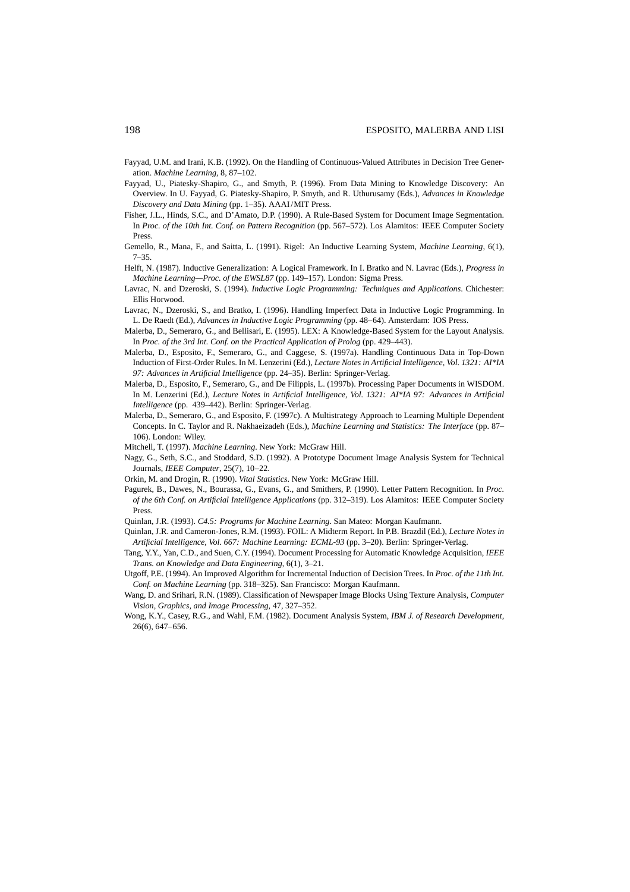Fayyad, U.M. and Irani, K.B. (1992). On the Handling of Continuous-Valued Attributes in Decision Tree Generation. *Machine Learning*, 8, 87–102.

Fayyad, U., Piatesky-Shapiro, G., and Smyth, P. (1996). From Data Mining to Knowledge Discovery: An Overview. In U. Fayyad, G. Piatesky-Shapiro, P. Smyth, and R. Uthurusamy (Eds.), *Advances in Knowledge Discovery and Data Mining* (pp. 1–35). AAAI/MIT Press.

Fisher, J.L., Hinds, S.C., and D'Amato, D.P. (1990). A Rule-Based System for Document Image Segmentation. In *Proc. of the 10th Int. Conf. on Pattern Recognition* (pp. 567–572). Los Alamitos: IEEE Computer Society Press.

Gemello, R., Mana, F., and Saitta, L. (1991). Rigel: An Inductive Learning System, *Machine Learning*, 6(1), 7–35.

Helft, N. (1987). Inductive Generalization: A Logical Framework. In I. Bratko and N. Lavrac (Eds.), *Progress in Machine Learning—Proc. of the EWSL87* (pp. 149–157). London: Sigma Press.

Lavrac, N. and Dzeroski, S. (1994). *Inductive Logic Programming: Techniques and Applications*. Chichester: Ellis Horwood.

Lavrac, N., Dzeroski, S., and Bratko, I. (1996). Handling Imperfect Data in Inductive Logic Programming. In L. De Raedt (Ed.), *Advances in Inductive Logic Programming* (pp. 48–64). Amsterdam: IOS Press.

Malerba, D., Semeraro, G., and Bellisari, E. (1995). LEX: A Knowledge-Based System for the Layout Analysis. In *Proc. of the 3rd Int. Conf. on the Practical Application of Prolog* (pp. 429–443).

Malerba, D., Esposito, F., Semeraro, G., and Caggese, S. (1997a). Handling Continuous Data in Top-Down Induction of First-Order Rules. In M. Lenzerini (Ed.), *Lecture Notes in Artificial Intelligence, Vol. 1321: AI*IA 97: Advances in Artificial Intelligence* (pp. 24–35). Berlin: Springer-Verlag.

Malerba, D., Esposito, F., Semeraro, G., and De Filippis, L. (1997b). Processing Paper Documents in WISDOM. In M. Lenzerini (Ed.), *Lecture Notes in Artificial Intelligence, Vol. 1321: AI*IA 97: Advances in Artificial Intelligence* (pp. 439–442). Berlin: Springer-Verlag.

Malerba, D., Semeraro, G., and Esposito, F. (1997c). A Multistrategy Approach to Learning Multiple Dependent Concepts. In C. Taylor and R. Nakhaeizadeh (Eds.), *Machine Learning and Statistics: The Interface* (pp. 87–106). London: Wiley.

Mitchell, T. (1997). *Machine Learning*. New York: McGraw Hill.

Nagy, G., Seth, S.C., and Stoddard, S.D. (1992). A Prototype Document Image Analysis System for Technical Journals, *IEEE Computer*, 25(7), 10–22.

Orkin, M. and Drogin, R. (1990). *Vital Statistics*. New York: McGraw Hill.

Pagurek, B., Dawes, N., Bourassa, G., Evans, G., and Smithers, P. (1990). Letter Pattern Recognition. In *Proc. of the 6th Conf. on Artificial Intelligence Applications* (pp. 312–319). Los Alamitos: IEEE Computer Society Press.

Quinlan, J.R. (1993). *C4.5: Programs for Machine Learning*. San Mateo: Morgan Kaufmann.

Quinlan, J.R. and Cameron-Jones, R.M. (1993). FOIL: A Midterm Report. In P.B. Brazdil (Ed.), *Lecture Notes in Artificial Intelligence, Vol. 667: Machine Learning: ECML-93* (pp. 3–20). Berlin: Springer-Verlag.

Tang, Y.Y., Yan, C.D., and Suen, C.Y. (1994). Document Processing for Automatic Knowledge Acquisition, *IEEE Trans. on Knowledge and Data Engineering*, 6(1), 3–21.

Utgoff, P.E. (1994). An Improved Algorithm for Incremental Induction of Decision Trees. In *Proc. of the 11th Int. Conf. on Machine Learning* (pp. 318–325). San Francisco: Morgan Kaufmann.

Wang, D. and Srihari, R.N. (1989). Classification of Newspaper Image Blocks Using Texture Analysis, *Computer Vision, Graphics, and Image Processing*, 47, 327–352.

Wong, K.Y., Casey, R.G., and Wahl, F.M. (1982). Document Analysis System, *IBM J. of Research Development*, 26(6), 647–656.